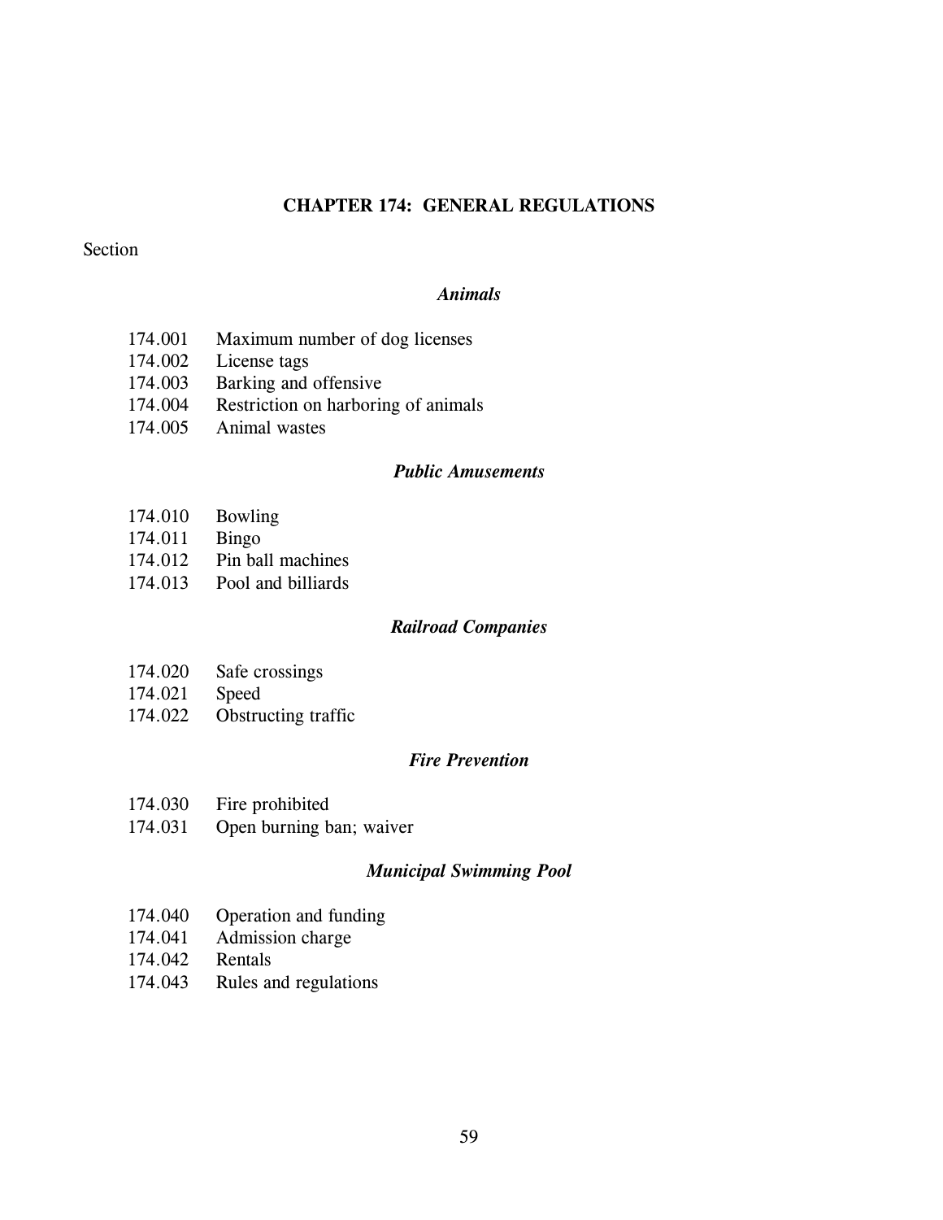# CHAPTER 174: GENERAL REGULATIONS

Section

### *Animals*

174.001 Maximum number of dog licenses
174.002 License tags
174.003 Barking and offensive
174.004 Restriction on harboring of animals
174.005 Animal wastes

### *Public Amusements*

174.010 Bowling
174.011 Bingo
174.012 Pin ball machines
174.013 Pool and billiards

### *Railroad Companies*

174.020 Safe crossings
174.021 Speed
174.022 Obstructing traffic

### *Fire Prevention*

174.030 Fire prohibited
174.031 Open burning ban; waiver

### *Municipal Swimming Pool*

174.040 Operation and funding
174.041 Admission charge
174.042 Rentals
174.043 Rules and regulations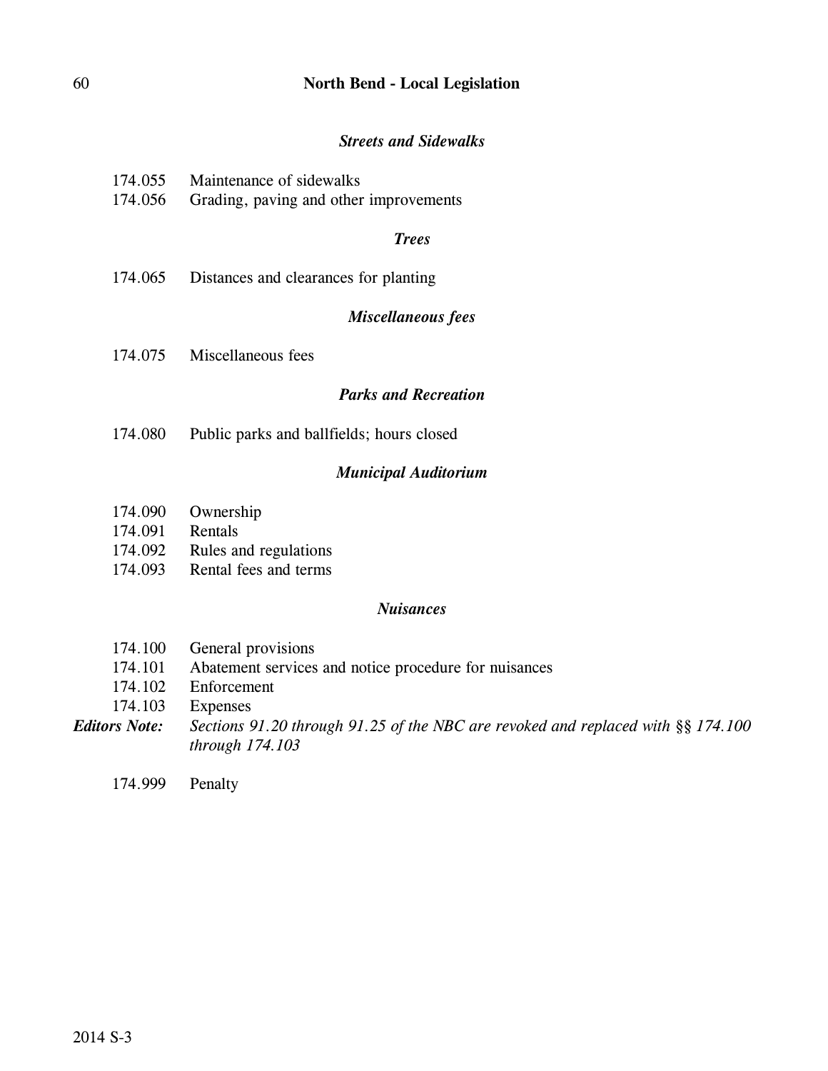### *Streets and Sidewalks*

174.055 Maintenance of sidewalks
174.056 Grading, paving and other improvements

### *Trees*

174.065 Distances and clearances for planting

### *Miscellaneous fees*

174.075 Miscellaneous fees

### *Parks and Recreation*

174.080 Public parks and ballfields; hours closed

### *Municipal Auditorium*

174.090 Ownership
174.091 Rentals
174.092 Rules and regulations
174.093 Rental fees and terms

### *Nuisances*

174.100 General provisions
174.101 Abatement services and notice procedure for nuisances
174.102 Enforcement
174.103 Expenses

***Editors Note:*** *Sections 91.20 through 91.25 of the NBC are revoked and replaced with §§ 174.100 through 174.103*

174.999 Penalty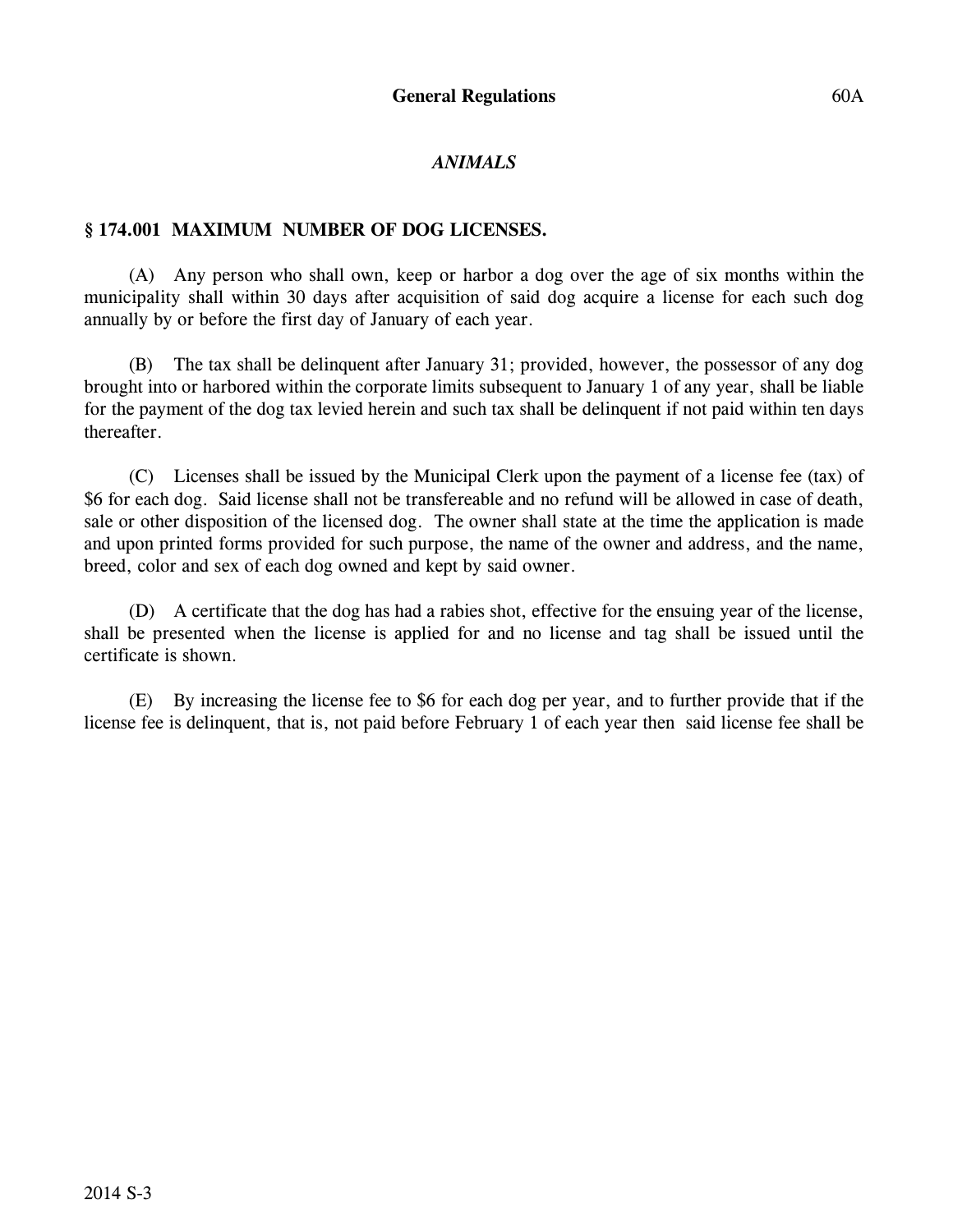## *ANIMALS*

### § 174.001 MAXIMUM NUMBER OF DOG LICENSES.

(A) Any person who shall own, keep or harbor a dog over the age of six months within the municipality shall within 30 days after acquisition of said dog acquire a license for each such dog annually by or before the first day of January of each year.

(B) The tax shall be delinquent after January 31; provided, however, the possessor of any dog brought into or harbored within the corporate limits subsequent to January 1 of any year, shall be liable for the payment of the dog tax levied herein and such tax shall be delinquent if not paid within ten days thereafter.

(C) Licenses shall be issued by the Municipal Clerk upon the payment of a license fee (tax) of $6 for each dog. Said license shall not be transfereable and no refund will be allowed in case of death, sale or other disposition of the licensed dog. The owner shall state at the time the application is made and upon printed forms provided for such purpose, the name of the owner and address, and the name, breed, color and sex of each dog owned and kept by said owner.

(D) A certificate that the dog has had a rabies shot, effective for the ensuing year of the license, shall be presented when the license is applied for and no license and tag shall be issued until the certificate is shown.

(E) By increasing the license fee to $6 for each dog per year, and to further provide that if the license fee is delinquent, that is, not paid before February 1 of each year then said license fee shall be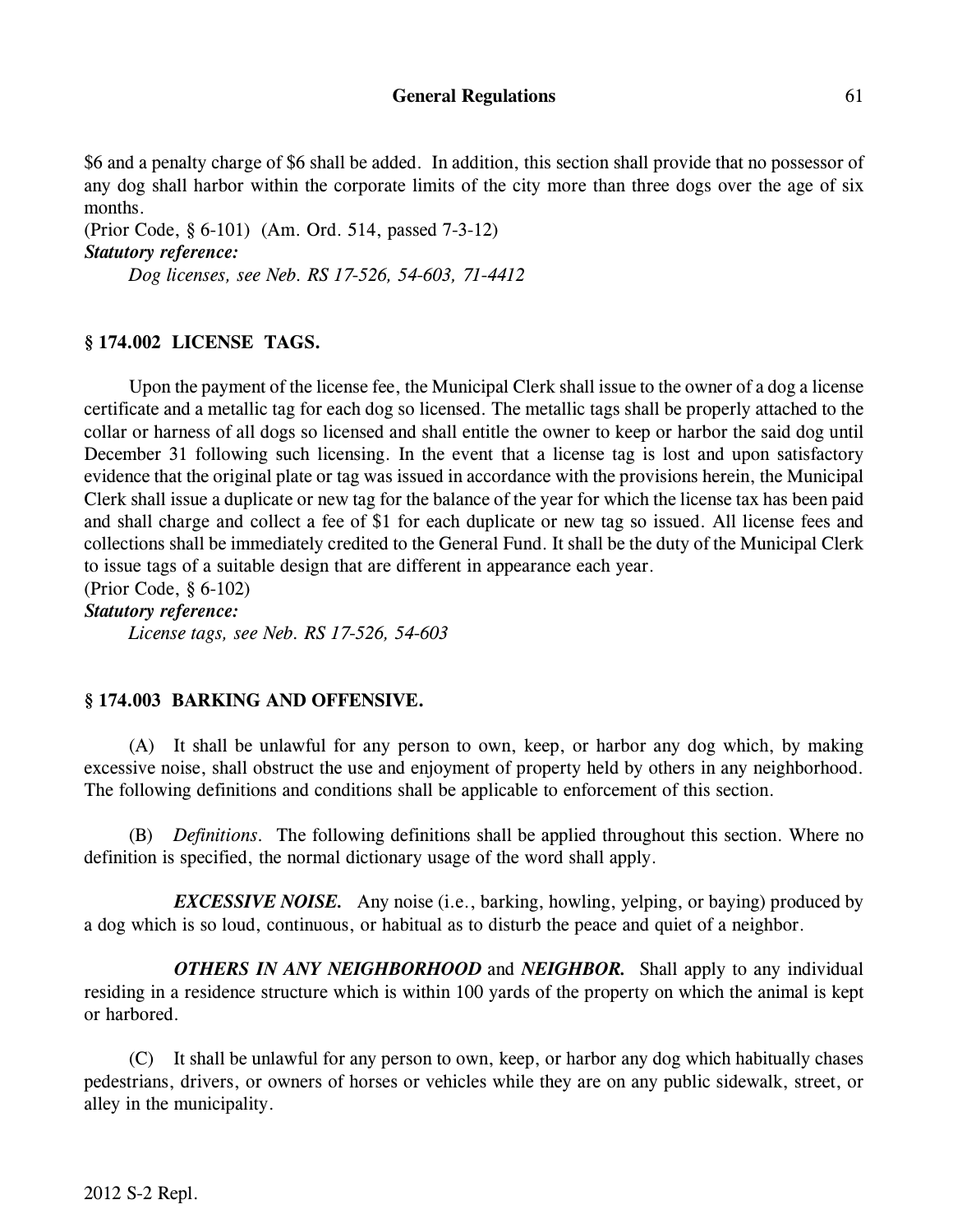$6 and a penalty charge of $6 shall be added. In addition, this section shall provide that no possessor of any dog shall harbor within the corporate limits of the city more than three dogs over the age of six months.
(Prior Code, § 6-101) (Am. Ord. 514, passed 7-3-12)

***Statutory reference:***

*Dog licenses, see Neb. RS 17-526, 54-603, 71-4412*

### § 174.002 LICENSE TAGS.

Upon the payment of the license fee, the Municipal Clerk shall issue to the owner of a dog a license certificate and a metallic tag for each dog so licensed. The metallic tags shall be properly attached to the collar or harness of all dogs so licensed and shall entitle the owner to keep or harbor the said dog until December 31 following such licensing. In the event that a license tag is lost and upon satisfactory evidence that the original plate or tag was issued in accordance with the provisions herein, the Municipal Clerk shall issue a duplicate or new tag for the balance of the year for which the license tax has been paid and shall charge and collect a fee of $1 for each duplicate or new tag so issued. All license fees and collections shall be immediately credited to the General Fund. It shall be the duty of the Municipal Clerk to issue tags of a suitable design that are different in appearance each year.
(Prior Code, § 6-102)

***Statutory reference:***

*License tags, see Neb. RS 17-526, 54-603*

### § 174.003 BARKING AND OFFENSIVE.

(A) It shall be unlawful for any person to own, keep, or harbor any dog which, by making excessive noise, shall obstruct the use and enjoyment of property held by others in any neighborhood. The following definitions and conditions shall be applicable to enforcement of this section.

(B) *Definitions.* The following definitions shall be applied throughout this section. Where no definition is specified, the normal dictionary usage of the word shall apply.

***EXCESSIVE NOISE.*** Any noise (i.e., barking, howling, yelping, or baying) produced by a dog which is so loud, continuous, or habitual as to disturb the peace and quiet of a neighbor.

***OTHERS IN ANY NEIGHBORHOOD*** and ***NEIGHBOR.*** Shall apply to any individual residing in a residence structure which is within 100 yards of the property on which the animal is kept or harbored.

(C) It shall be unlawful for any person to own, keep, or harbor any dog which habitually chases pedestrians, drivers, or owners of horses or vehicles while they are on any public sidewalk, street, or alley in the municipality.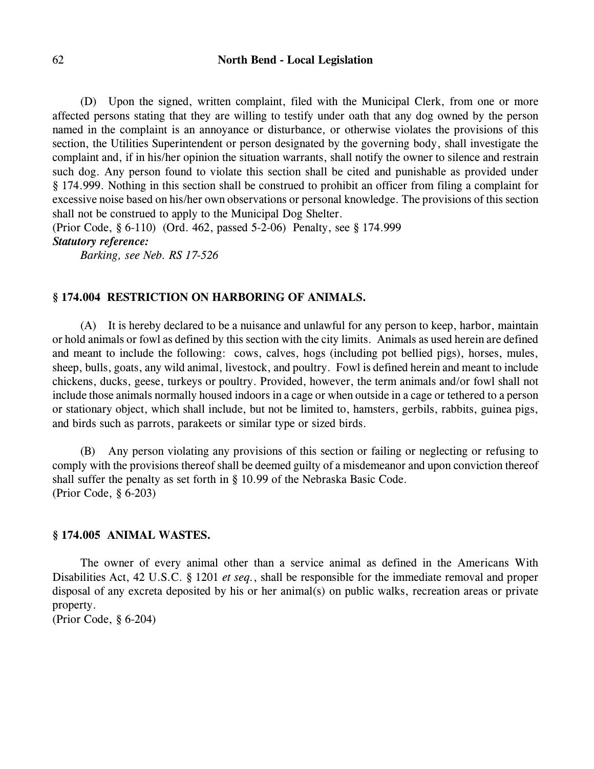(D) Upon the signed, written complaint, filed with the Municipal Clerk, from one or more affected persons stating that they are willing to testify under oath that any dog owned by the person named in the complaint is an annoyance or disturbance, or otherwise violates the provisions of this section, the Utilities Superintendent or person designated by the governing body, shall investigate the complaint and, if in his/her opinion the situation warrants, shall notify the owner to silence and restrain such dog. Any person found to violate this section shall be cited and punishable as provided under § 174.999. Nothing in this section shall be construed to prohibit an officer from filing a complaint for excessive noise based on his/her own observations or personal knowledge. The provisions of this section shall not be construed to apply to the Municipal Dog Shelter.
(Prior Code, § 6-110) (Ord. 462, passed 5-2-06) Penalty, see § 174.999

***Statutory reference:***

*Barking, see Neb. RS 17-526*

### § 174.004 RESTRICTION ON HARBORING OF ANIMALS.

(A) It is hereby declared to be a nuisance and unlawful for any person to keep, harbor, maintain or hold animals or fowl as defined by this section with the city limits. Animals as used herein are defined and meant to include the following: cows, calves, hogs (including pot bellied pigs), horses, mules, sheep, bulls, goats, any wild animal, livestock, and poultry. Fowl is defined herein and meant to include chickens, ducks, geese, turkeys or poultry. Provided, however, the term animals and/or fowl shall not include those animals normally housed indoors in a cage or when outside in a cage or tethered to a person or stationary object, which shall include, but not be limited to, hamsters, gerbils, rabbits, guinea pigs, and birds such as parrots, parakeets or similar type or sized birds.

(B) Any person violating any provisions of this section or failing or neglecting or refusing to comply with the provisions thereof shall be deemed guilty of a misdemeanor and upon conviction thereof shall suffer the penalty as set forth in § 10.99 of the Nebraska Basic Code.
(Prior Code, § 6-203)

### § 174.005 ANIMAL WASTES.

The owner of every animal other than a service animal as defined in the Americans With Disabilities Act, 42 U.S.C. § 1201 *et seq.*, shall be responsible for the immediate removal and proper disposal of any excreta deposited by his or her animal(s) on public walks, recreation areas or private property.
(Prior Code, § 6-204)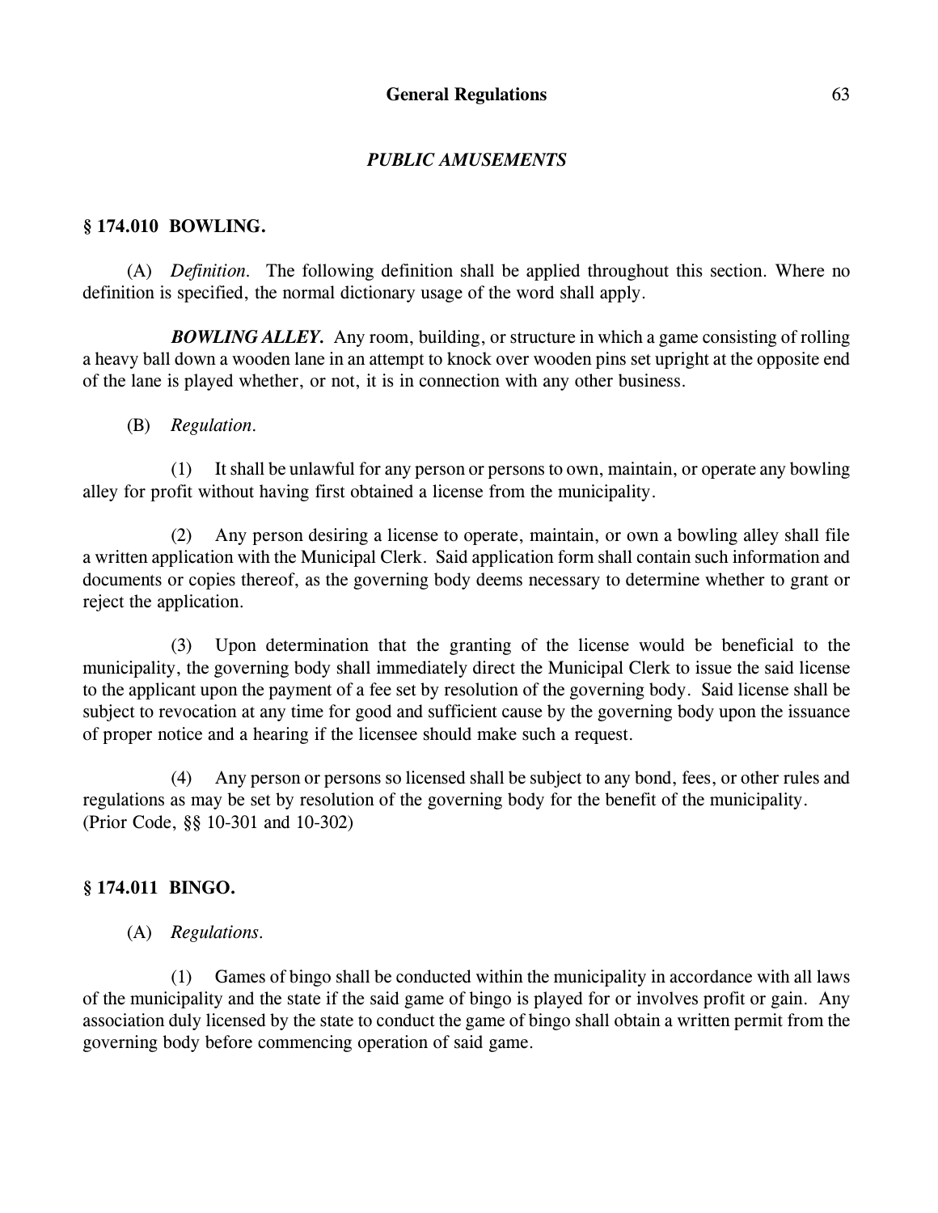## *PUBLIC AMUSEMENTS*

### § 174.010 BOWLING.

(A) *Definition.* The following definition shall be applied throughout this section. Where no definition is specified, the normal dictionary usage of the word shall apply.

***BOWLING ALLEY.*** Any room, building, or structure in which a game consisting of rolling a heavy ball down a wooden lane in an attempt to knock over wooden pins set upright at the opposite end of the lane is played whether, or not, it is in connection with any other business.

(B) *Regulation.*

(1) It shall be unlawful for any person or persons to own, maintain, or operate any bowling alley for profit without having first obtained a license from the municipality.

(2) Any person desiring a license to operate, maintain, or own a bowling alley shall file a written application with the Municipal Clerk. Said application form shall contain such information and documents or copies thereof, as the governing body deems necessary to determine whether to grant or reject the application.

(3) Upon determination that the granting of the license would be beneficial to the municipality, the governing body shall immediately direct the Municipal Clerk to issue the said license to the applicant upon the payment of a fee set by resolution of the governing body. Said license shall be subject to revocation at any time for good and sufficient cause by the governing body upon the issuance of proper notice and a hearing if the licensee should make such a request.

(4) Any person or persons so licensed shall be subject to any bond, fees, or other rules and regulations as may be set by resolution of the governing body for the benefit of the municipality.
(Prior Code, §§ 10-301 and 10-302)

### § 174.011 BINGO.

(A) *Regulations.*

(1) Games of bingo shall be conducted within the municipality in accordance with all laws of the municipality and the state if the said game of bingo is played for or involves profit or gain. Any association duly licensed by the state to conduct the game of bingo shall obtain a written permit from the governing body before commencing operation of said game.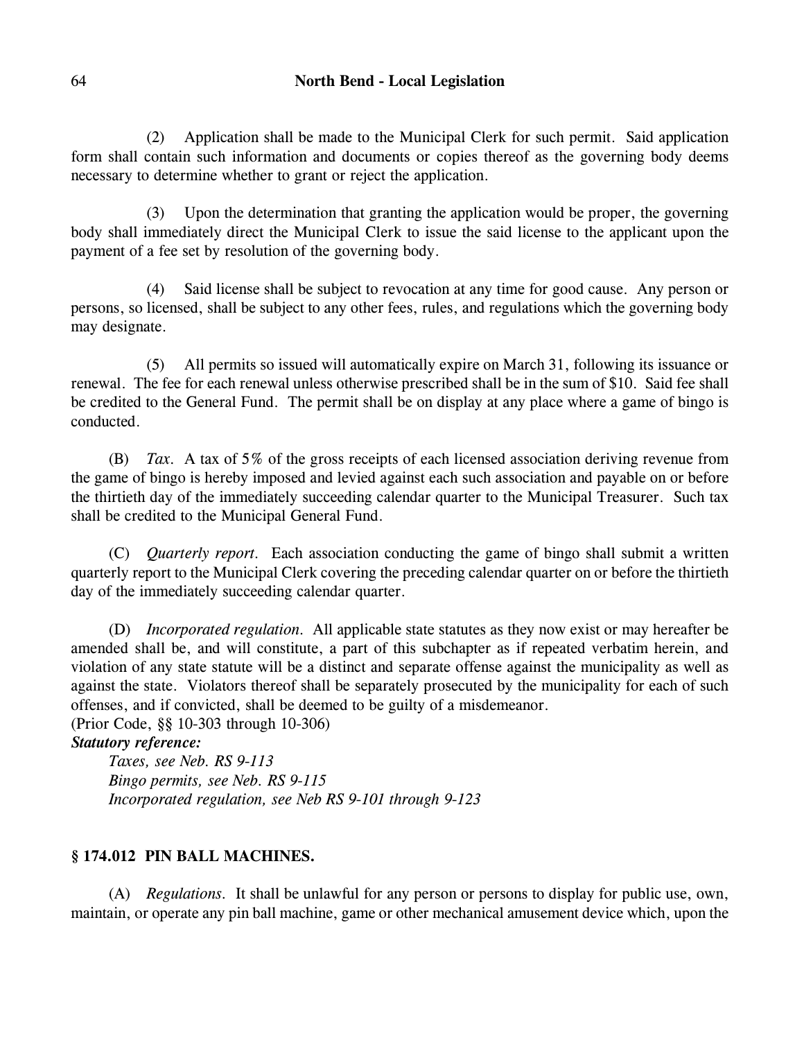(2) Application shall be made to the Municipal Clerk for such permit. Said application form shall contain such information and documents or copies thereof as the governing body deems necessary to determine whether to grant or reject the application.

(3) Upon the determination that granting the application would be proper, the governing body shall immediately direct the Municipal Clerk to issue the said license to the applicant upon the payment of a fee set by resolution of the governing body.

(4) Said license shall be subject to revocation at any time for good cause. Any person or persons, so licensed, shall be subject to any other fees, rules, and regulations which the governing body may designate.

(5) All permits so issued will automatically expire on March 31, following its issuance or renewal. The fee for each renewal unless otherwise prescribed shall be in the sum of $10. Said fee shall be credited to the General Fund. The permit shall be on display at any place where a game of bingo is conducted.

(B) *Tax.* A tax of 5% of the gross receipts of each licensed association deriving revenue from the game of bingo is hereby imposed and levied against each such association and payable on or before the thirtieth day of the immediately succeeding calendar quarter to the Municipal Treasurer. Such tax shall be credited to the Municipal General Fund.

(C) *Quarterly report.* Each association conducting the game of bingo shall submit a written quarterly report to the Municipal Clerk covering the preceding calendar quarter on or before the thirtieth day of the immediately succeeding calendar quarter.

(D) *Incorporated regulation.* All applicable state statutes as they now exist or may hereafter be amended shall be, and will constitute, a part of this subchapter as if repeated verbatim herein, and violation of any state statute will be a distinct and separate offense against the municipality as well as against the state. Violators thereof shall be separately prosecuted by the municipality for each of such offenses, and if convicted, shall be deemed to be guilty of a misdemeanor.
(Prior Code, §§ 10-303 through 10-306)

***Statutory reference:***

*Taxes, see Neb. RS 9-113*
*Bingo permits, see Neb. RS 9-115*
*Incorporated regulation, see Neb RS 9-101 through 9-123*

### § 174.012 PIN BALL MACHINES.

(A) *Regulations.* It shall be unlawful for any person or persons to display for public use, own, maintain, or operate any pin ball machine, game or other mechanical amusement device which, upon the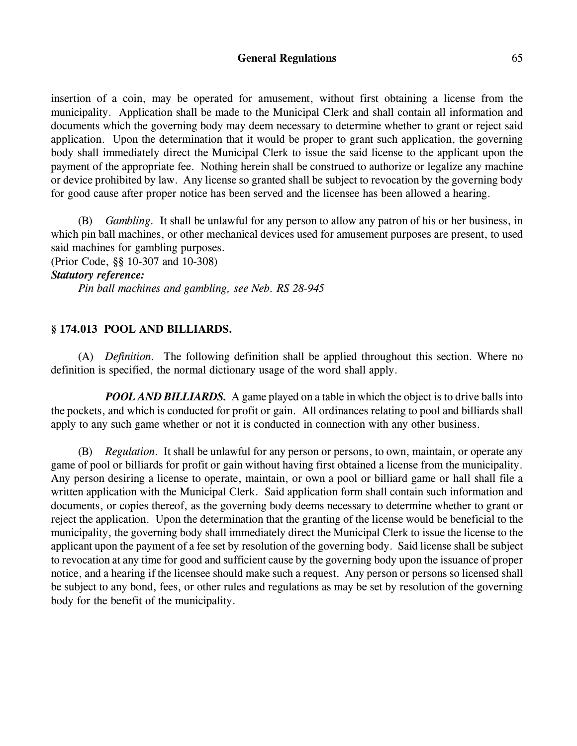insertion of a coin, may be operated for amusement, without first obtaining a license from the municipality. Application shall be made to the Municipal Clerk and shall contain all information and documents which the governing body may deem necessary to determine whether to grant or reject said application. Upon the determination that it would be proper to grant such application, the governing body shall immediately direct the Municipal Clerk to issue the said license to the applicant upon the payment of the appropriate fee. Nothing herein shall be construed to authorize or legalize any machine or device prohibited by law. Any license so granted shall be subject to revocation by the governing body for good cause after proper notice has been served and the licensee has been allowed a hearing.

(B) *Gambling*. It shall be unlawful for any person to allow any patron of his or her business, in which pin ball machines, or other mechanical devices used for amusement purposes are present, to used said machines for gambling purposes.
(Prior Code, §§ 10-307 and 10-308)

***Statutory reference:***

*Pin ball machines and gambling, see Neb. RS 28-945*

## § 174.013 POOL AND BILLIARDS.

(A) *Definition*. The following definition shall be applied throughout this section. Where no definition is specified, the normal dictionary usage of the word shall apply.

***POOL AND BILLIARDS.*** A game played on a table in which the object is to drive balls into the pockets, and which is conducted for profit or gain. All ordinances relating to pool and billiards shall apply to any such game whether or not it is conducted in connection with any other business.

(B) *Regulation*. It shall be unlawful for any person or persons, to own, maintain, or operate any game of pool or billiards for profit or gain without having first obtained a license from the municipality. Any person desiring a license to operate, maintain, or own a pool or billiard game or hall shall file a written application with the Municipal Clerk. Said application form shall contain such information and documents, or copies thereof, as the governing body deems necessary to determine whether to grant or reject the application. Upon the determination that the granting of the license would be beneficial to the municipality, the governing body shall immediately direct the Municipal Clerk to issue the license to the applicant upon the payment of a fee set by resolution of the governing body. Said license shall be subject to revocation at any time for good and sufficient cause by the governing body upon the issuance of proper notice, and a hearing if the licensee should make such a request. Any person or persons so licensed shall be subject to any bond, fees, or other rules and regulations as may be set by resolution of the governing body for the benefit of the municipality.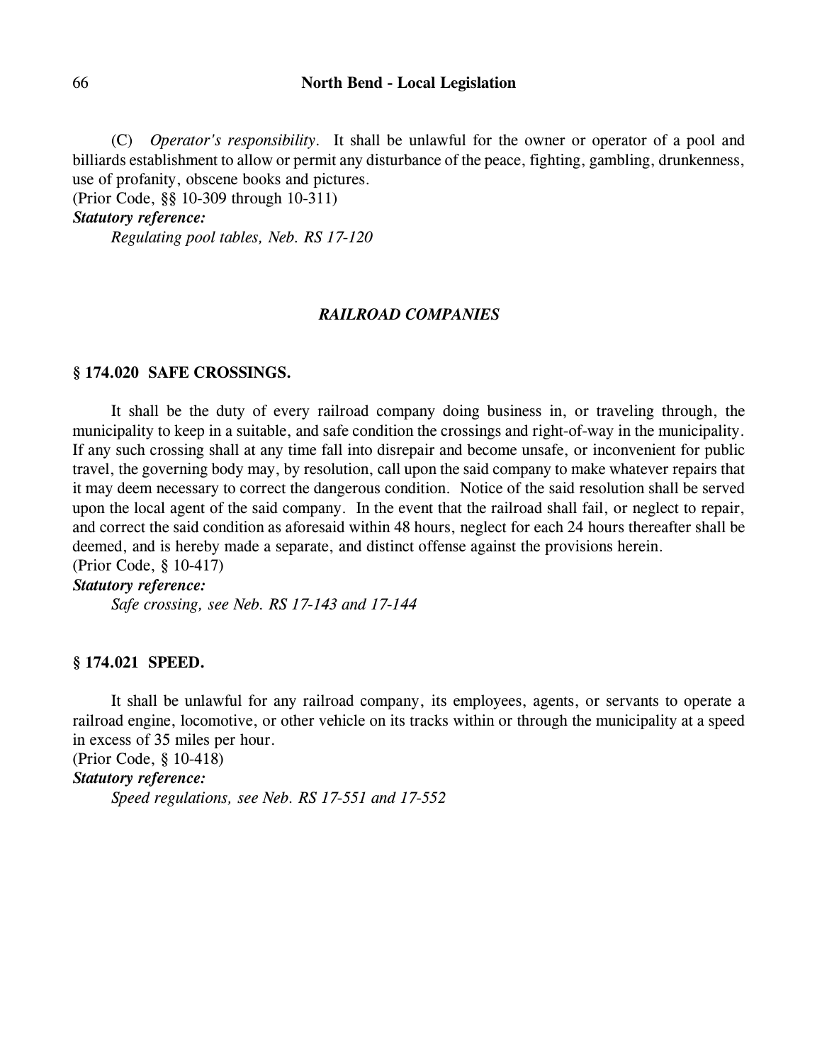(C) *Operator's responsibility*. It shall be unlawful for the owner or operator of a pool and billiards establishment to allow or permit any disturbance of the peace, fighting, gambling, drunkenness, use of profanity, obscene books and pictures.
(Prior Code, §§ 10-309 through 10-311)

***Statutory reference:***

*Regulating pool tables, Neb. RS 17-120*

## *RAILROAD COMPANIES*

### § 174.020 SAFE CROSSINGS.

It shall be the duty of every railroad company doing business in, or traveling through, the municipality to keep in a suitable, and safe condition the crossings and right-of-way in the municipality. If any such crossing shall at any time fall into disrepair and become unsafe, or inconvenient for public travel, the governing body may, by resolution, call upon the said company to make whatever repairs that it may deem necessary to correct the dangerous condition. Notice of the said resolution shall be served upon the local agent of the said company. In the event that the railroad shall fail, or neglect to repair, and correct the said condition as aforesaid within 48 hours, neglect for each 24 hours thereafter shall be deemed, and is hereby made a separate, and distinct offense against the provisions herein.
(Prior Code, § 10-417)

***Statutory reference:***

*Safe crossing, see Neb. RS 17-143 and 17-144*

### § 174.021 SPEED.

It shall be unlawful for any railroad company, its employees, agents, or servants to operate a railroad engine, locomotive, or other vehicle on its tracks within or through the municipality at a speed in excess of 35 miles per hour.
(Prior Code, § 10-418)

***Statutory reference:***

*Speed regulations, see Neb. RS 17-551 and 17-552*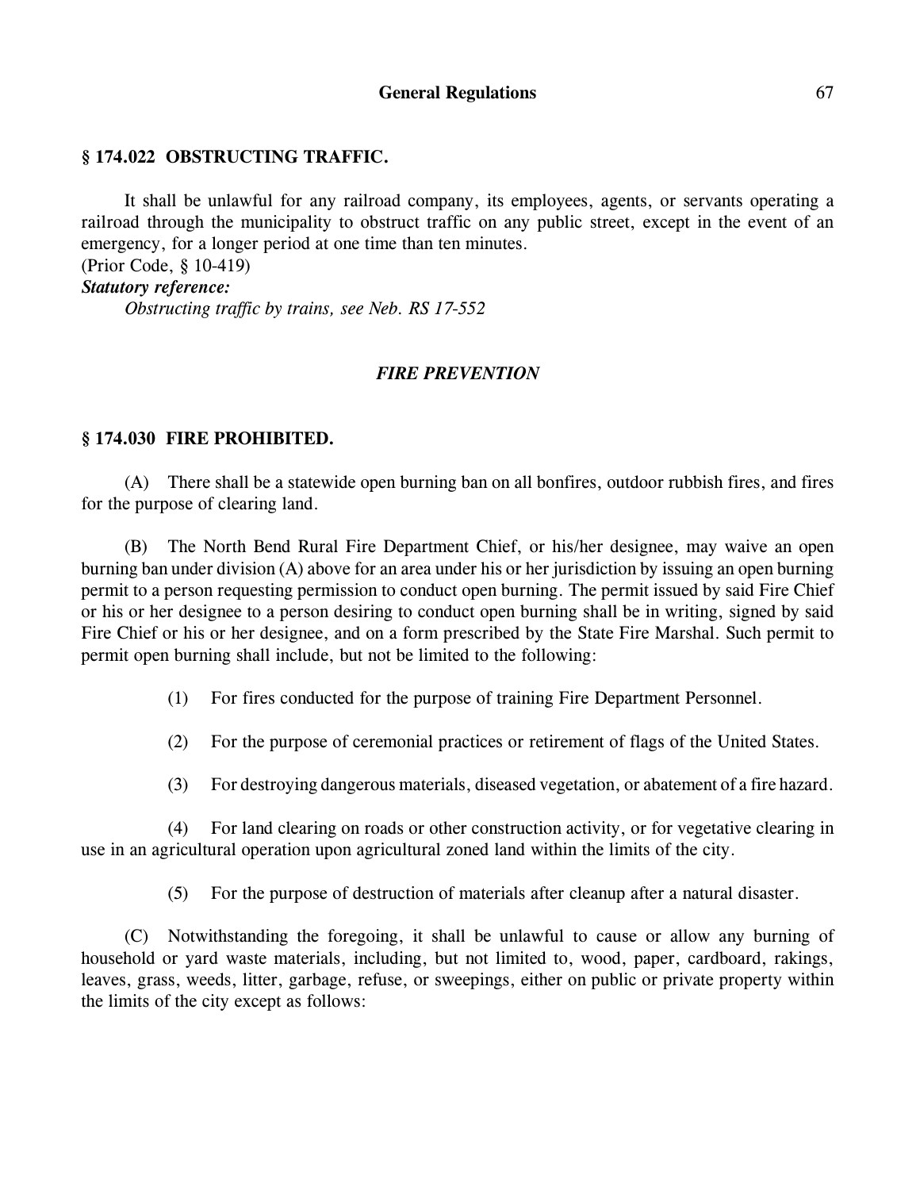### § 174.022 OBSTRUCTING TRAFFIC.

It shall be unlawful for any railroad company, its employees, agents, or servants operating a railroad through the municipality to obstruct traffic on any public street, except in the event of an emergency, for a longer period at one time than ten minutes.
(Prior Code, § 10-419)

***Statutory reference:***

*Obstructing traffic by trains, see Neb. RS 17-552*

## *FIRE PREVENTION*

### § 174.030 FIRE PROHIBITED.

(A) There shall be a statewide open burning ban on all bonfires, outdoor rubbish fires, and fires for the purpose of clearing land.

(B) The North Bend Rural Fire Department Chief, or his/her designee, may waive an open burning ban under division (A) above for an area under his or her jurisdiction by issuing an open burning permit to a person requesting permission to conduct open burning. The permit issued by said Fire Chief or his or her designee to a person desiring to conduct open burning shall be in writing, signed by said Fire Chief or his or her designee, and on a form prescribed by the State Fire Marshal. Such permit to permit open burning shall include, but not be limited to the following:

(1) For fires conducted for the purpose of training Fire Department Personnel.

(2) For the purpose of ceremonial practices or retirement of flags of the United States.

(3) For destroying dangerous materials, diseased vegetation, or abatement of a fire hazard.

(4) For land clearing on roads or other construction activity, or for vegetative clearing in use in an agricultural operation upon agricultural zoned land within the limits of the city.

(5) For the purpose of destruction of materials after cleanup after a natural disaster.

(C) Notwithstanding the foregoing, it shall be unlawful to cause or allow any burning of household or yard waste materials, including, but not limited to, wood, paper, cardboard, rakings, leaves, grass, weeds, litter, garbage, refuse, or sweepings, either on public or private property within the limits of the city except as follows: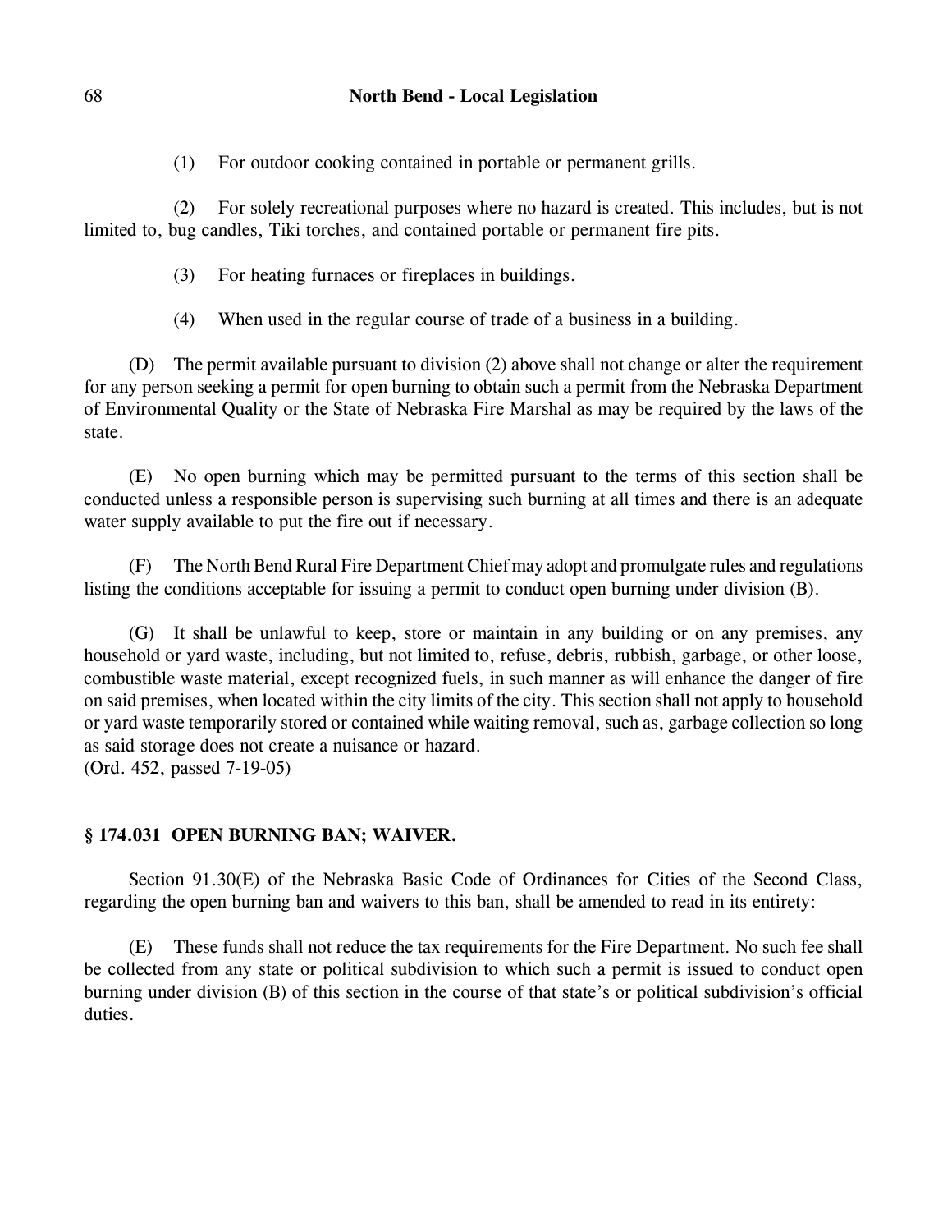(1) For outdoor cooking contained in portable or permanent grills.

(2) For solely recreational purposes where no hazard is created. This includes, but is not limited to, bug candles, Tiki torches, and contained portable or permanent fire pits.

(3) For heating furnaces or fireplaces in buildings.

(4) When used in the regular course of trade of a business in a building.

(D) The permit available pursuant to division (2) above shall not change or alter the requirement for any person seeking a permit for open burning to obtain such a permit from the Nebraska Department of Environmental Quality or the State of Nebraska Fire Marshal as may be required by the laws of the state.

(E) No open burning which may be permitted pursuant to the terms of this section shall be conducted unless a responsible person is supervising such burning at all times and there is an adequate water supply available to put the fire out if necessary.

(F) The North Bend Rural Fire Department Chief may adopt and promulgate rules and regulations listing the conditions acceptable for issuing a permit to conduct open burning under division (B).

(G) It shall be unlawful to keep, store or maintain in any building or on any premises, any household or yard waste, including, but not limited to, refuse, debris, rubbish, garbage, or other loose, combustible waste material, except recognized fuels, in such manner as will enhance the danger of fire on said premises, when located within the city limits of the city. This section shall not apply to household or yard waste temporarily stored or contained while waiting removal, such as, garbage collection so long as said storage does not create a nuisance or hazard.
(Ord. 452, passed 7-19-05)

### § 174.031 OPEN BURNING BAN; WAIVER.

Section 91.30(E) of the Nebraska Basic Code of Ordinances for Cities of the Second Class, regarding the open burning ban and waivers to this ban, shall be amended to read in its entirety:

(E) These funds shall not reduce the tax requirements for the Fire Department. No such fee shall be collected from any state or political subdivision to which such a permit is issued to conduct open burning under division (B) of this section in the course of that state's or political subdivision's official duties.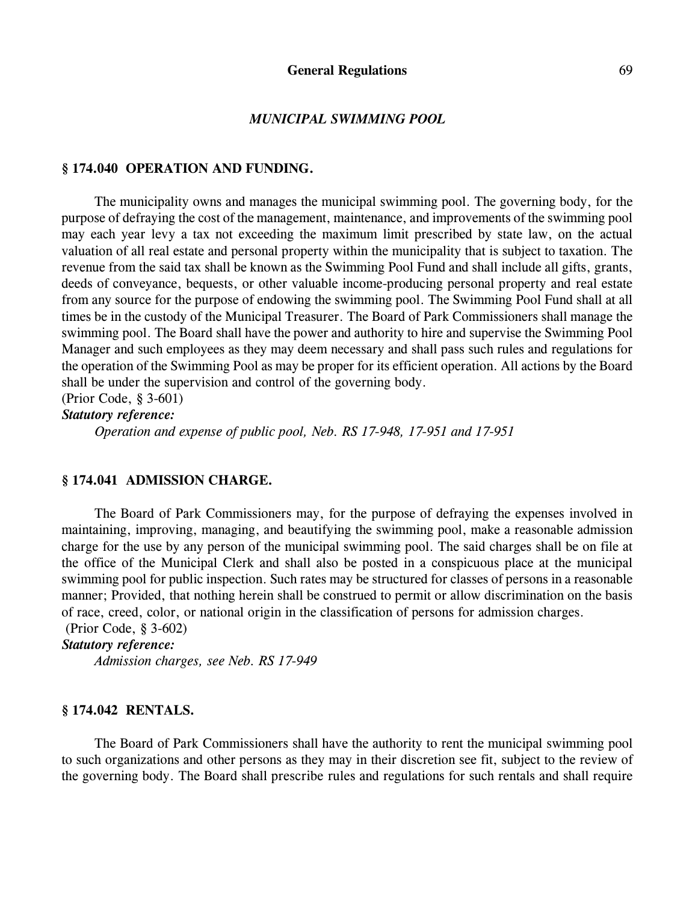## *MUNICIPAL SWIMMING POOL*

### § 174.040 OPERATION AND FUNDING.

The municipality owns and manages the municipal swimming pool. The governing body, for the purpose of defraying the cost of the management, maintenance, and improvements of the swimming pool may each year levy a tax not exceeding the maximum limit prescribed by state law, on the actual valuation of all real estate and personal property within the municipality that is subject to taxation. The revenue from the said tax shall be known as the Swimming Pool Fund and shall include all gifts, grants, deeds of conveyance, bequests, or other valuable income-producing personal property and real estate from any source for the purpose of endowing the swimming pool. The Swimming Pool Fund shall at all times be in the custody of the Municipal Treasurer. The Board of Park Commissioners shall manage the swimming pool. The Board shall have the power and authority to hire and supervise the Swimming Pool Manager and such employees as they may deem necessary and shall pass such rules and regulations for the operation of the Swimming Pool as may be proper for its efficient operation. All actions by the Board shall be under the supervision and control of the governing body.
(Prior Code, § 3-601)

***Statutory reference:***

*Operation and expense of public pool, Neb. RS 17-948, 17-951 and 17-951*

### § 174.041 ADMISSION CHARGE.

The Board of Park Commissioners may, for the purpose of defraying the expenses involved in maintaining, improving, managing, and beautifying the swimming pool, make a reasonable admission charge for the use by any person of the municipal swimming pool. The said charges shall be on file at the office of the Municipal Clerk and shall also be posted in a conspicuous place at the municipal swimming pool for public inspection. Such rates may be structured for classes of persons in a reasonable manner; Provided, that nothing herein shall be construed to permit or allow discrimination on the basis of race, creed, color, or national origin in the classification of persons for admission charges.
(Prior Code, § 3-602)

***Statutory reference:***

*Admission charges, see Neb. RS 17-949*

### § 174.042 RENTALS.

The Board of Park Commissioners shall have the authority to rent the municipal swimming pool to such organizations and other persons as they may in their discretion see fit, subject to the review of the governing body. The Board shall prescribe rules and regulations for such rentals and shall require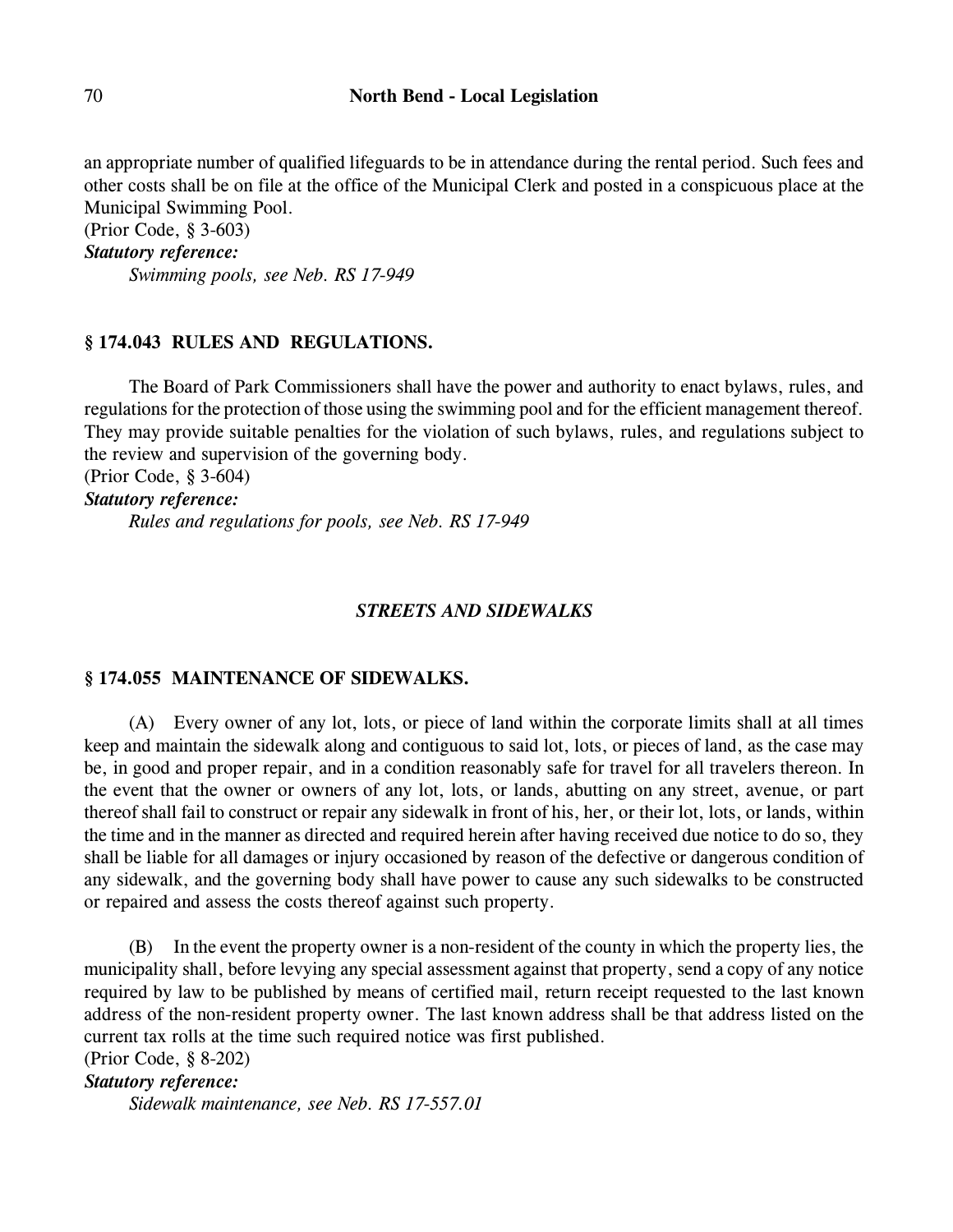an appropriate number of qualified lifeguards to be in attendance during the rental period. Such fees and other costs shall be on file at the office of the Municipal Clerk and posted in a conspicuous place at the Municipal Swimming Pool.
(Prior Code, § 3-603)
***Statutory reference:***
*Swimming pools, see Neb. RS 17-949*

### § 174.043 RULES AND REGULATIONS.

The Board of Park Commissioners shall have the power and authority to enact bylaws, rules, and regulations for the protection of those using the swimming pool and for the efficient management thereof. They may provide suitable penalties for the violation of such bylaws, rules, and regulations subject to the review and supervision of the governing body.
(Prior Code, § 3-604)
***Statutory reference:***
*Rules and regulations for pools, see Neb. RS 17-949*

## *STREETS AND SIDEWALKS*

### § 174.055 MAINTENANCE OF SIDEWALKS.

(A) Every owner of any lot, lots, or piece of land within the corporate limits shall at all times keep and maintain the sidewalk along and contiguous to said lot, lots, or pieces of land, as the case may be, in good and proper repair, and in a condition reasonably safe for travel for all travelers thereon. In the event that the owner or owners of any lot, lots, or lands, abutting on any street, avenue, or part thereof shall fail to construct or repair any sidewalk in front of his, her, or their lot, lots, or lands, within the time and in the manner as directed and required herein after having received due notice to do so, they shall be liable for all damages or injury occasioned by reason of the defective or dangerous condition of any sidewalk, and the governing body shall have power to cause any such sidewalks to be constructed or repaired and assess the costs thereof against such property.

(B) In the event the property owner is a non-resident of the county in which the property lies, the municipality shall, before levying any special assessment against that property, send a copy of any notice required by law to be published by means of certified mail, return receipt requested to the last known address of the non-resident property owner. The last known address shall be that address listed on the current tax rolls at the time such required notice was first published.
(Prior Code, § 8-202)
***Statutory reference:***
*Sidewalk maintenance, see Neb. RS 17-557.01*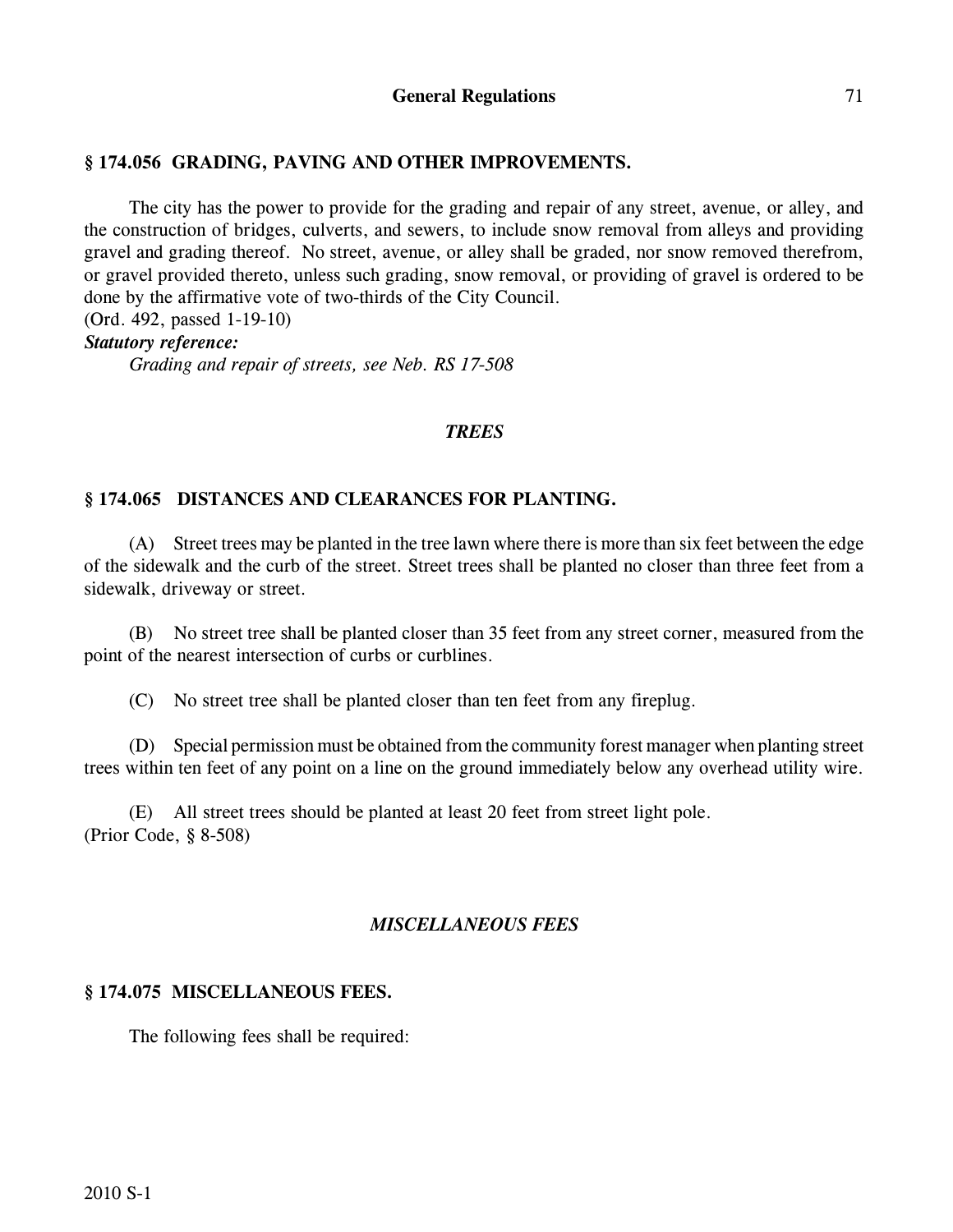## § 174.056 GRADING, PAVING AND OTHER IMPROVEMENTS.

The city has the power to provide for the grading and repair of any street, avenue, or alley, and the construction of bridges, culverts, and sewers, to include snow removal from alleys and providing gravel and grading thereof. No street, avenue, or alley shall be graded, nor snow removed therefrom, or gravel provided thereto, unless such grading, snow removal, or providing of gravel is ordered to be done by the affirmative vote of two-thirds of the City Council.
(Ord. 492, passed 1-19-10)

***Statutory reference:***

*Grading and repair of streets, see Neb. RS 17-508*

### *TREES*

## § 174.065 DISTANCES AND CLEARANCES FOR PLANTING.

(A) Street trees may be planted in the tree lawn where there is more than six feet between the edge of the sidewalk and the curb of the street. Street trees shall be planted no closer than three feet from a sidewalk, driveway or street.

(B) No street tree shall be planted closer than 35 feet from any street corner, measured from the point of the nearest intersection of curbs or curblines.

(C) No street tree shall be planted closer than ten feet from any fireplug.

(D) Special permission must be obtained from the community forest manager when planting street trees within ten feet of any point on a line on the ground immediately below any overhead utility wire.

(E) All street trees should be planted at least 20 feet from street light pole.
(Prior Code, § 8-508)

### *MISCELLANEOUS FEES*

## § 174.075 MISCELLANEOUS FEES.

The following fees shall be required: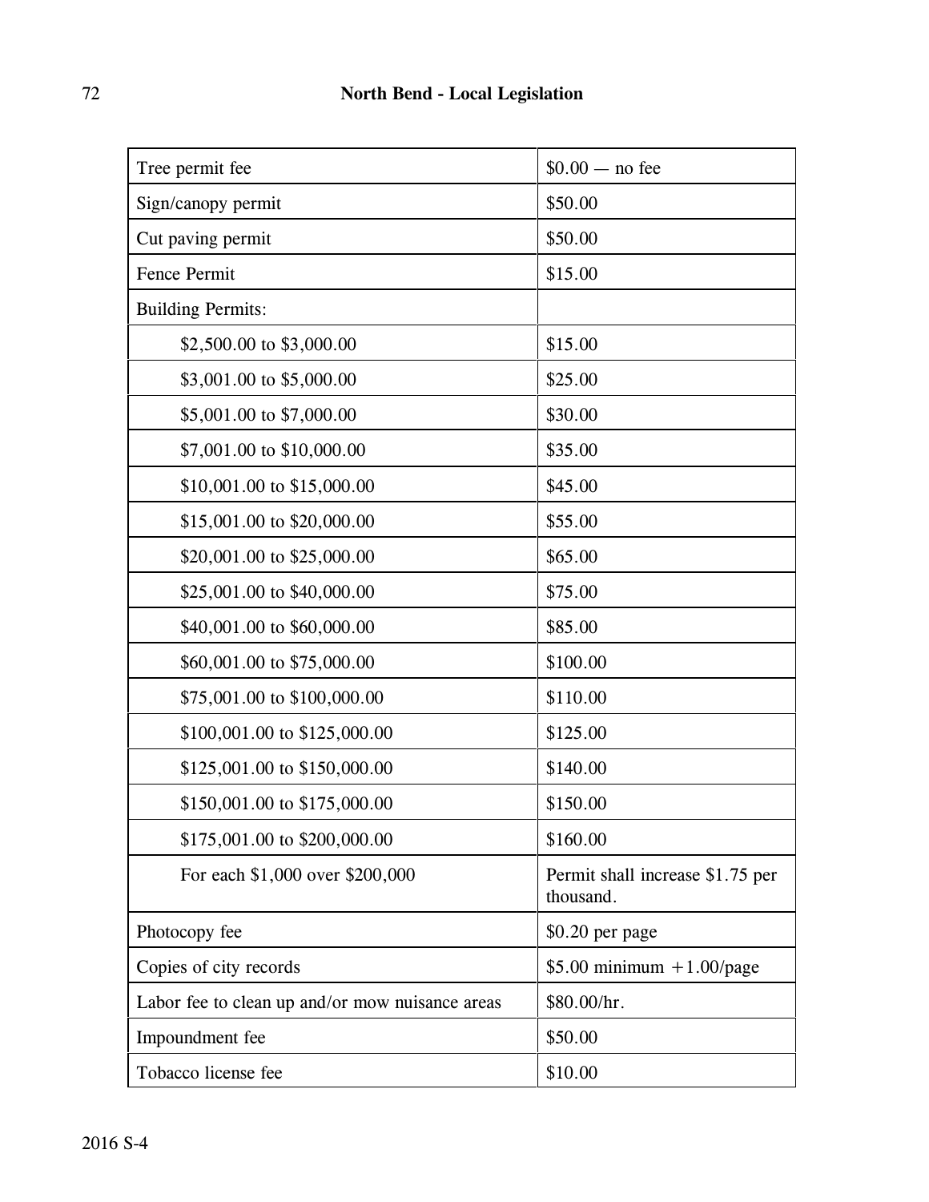| | |
|---|---|
| Tree permit fee | $0.00 — no fee |
| Sign/canopy permit | $50.00 |
| Cut paving permit | $50.00 |
| Fence Permit | $15.00 |
| Building Permits: | |
| $2,500.00 to $3,000.00 | $15.00 |
| $3,001.00 to $5,000.00 | $25.00 |
| $5,001.00 to $7,000.00 | $30.00 |
| $7,001.00 to $10,000.00 | $35.00 |
| $10,001.00 to $15,000.00 | $45.00 |
| $15,001.00 to $20,000.00 | $55.00 |
| $20,001.00 to $25,000.00 | $65.00 |
| $25,001.00 to $40,000.00 | $75.00 |
| $40,001.00 to $60,000.00 | $85.00 |
| $60,001.00 to $75,000.00 | $100.00 |
| $75,001.00 to $100,000.00 | $110.00 |
| $100,001.00 to $125,000.00 | $125.00 |
| $125,001.00 to $150,000.00 | $140.00 |
| $150,001.00 to $175,000.00 | $150.00 |
| $175,001.00 to $200,000.00 | $160.00 |
| For each $1,000 over $200,000 | Permit shall increase $1.75 per thousand. |
| Photocopy fee | $0.20 per page |
| Copies of city records | $5.00 minimum +1.00/page |
| Labor fee to clean up and/or mow nuisance areas | $80.00/hr. |
| Impoundment fee | $50.00 |
| Tobacco license fee | $10.00 |

2016 S-4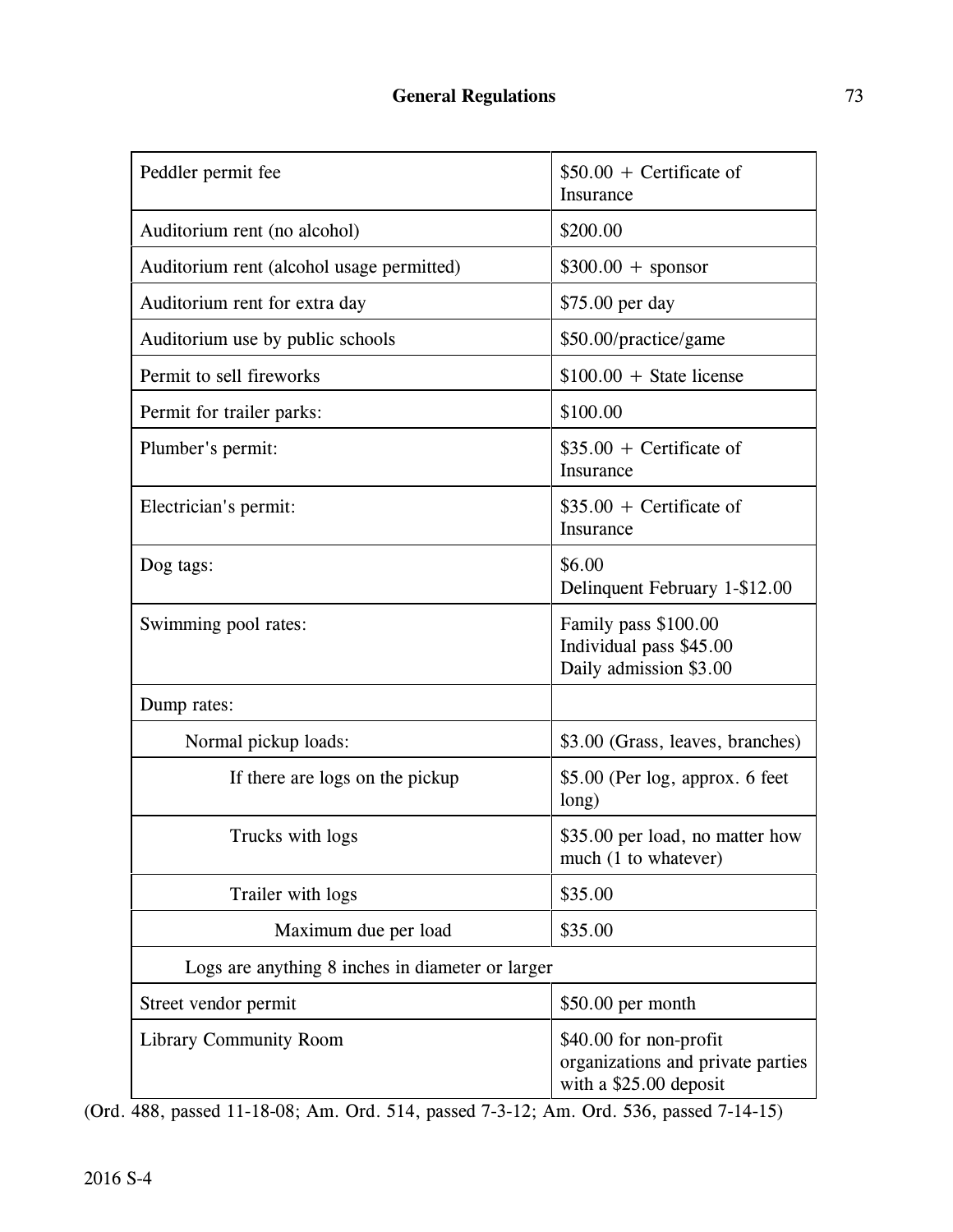| | |
|---|---|
| Peddler permit fee | $50.00 + Certificate of Insurance |
| Auditorium rent (no alcohol) | $200.00 |
| Auditorium rent (alcohol usage permitted) | $300.00 + sponsor |
| Auditorium rent for extra day | $75.00 per day |
| Auditorium use by public schools | $50.00/practice/game |
| Permit to sell fireworks | $100.00 + State license |
| Permit for trailer parks: | $100.00 |
| Plumber's permit: | $35.00 + Certificate of Insurance |
| Electrician's permit: | $35.00 + Certificate of Insurance |
| Dog tags: | $6.00<br>Delinquent February 1-$12.00 |
| Swimming pool rates: | Family pass $100.00<br>Individual pass $45.00<br>Daily admission $3.00 |
| Dump rates: | |
| Normal pickup loads: | $3.00 (Grass, leaves, branches) |
| If there are logs on the pickup | $5.00 (Per log, approx. 6 feet long) |
| Trucks with logs | $35.00 per load, no matter how much (1 to whatever) |
| Trailer with logs | $35.00 |
| Maximum due per load | $35.00 |
| Logs are anything 8 inches in diameter or larger | |
| Street vendor permit | $50.00 per month |
| Library Community Room | $40.00 for non-profit organizations and private parties with a $25.00 deposit |

(Ord. 488, passed 11-18-08; Am. Ord. 514, passed 7-3-12; Am. Ord. 536, passed 7-14-15)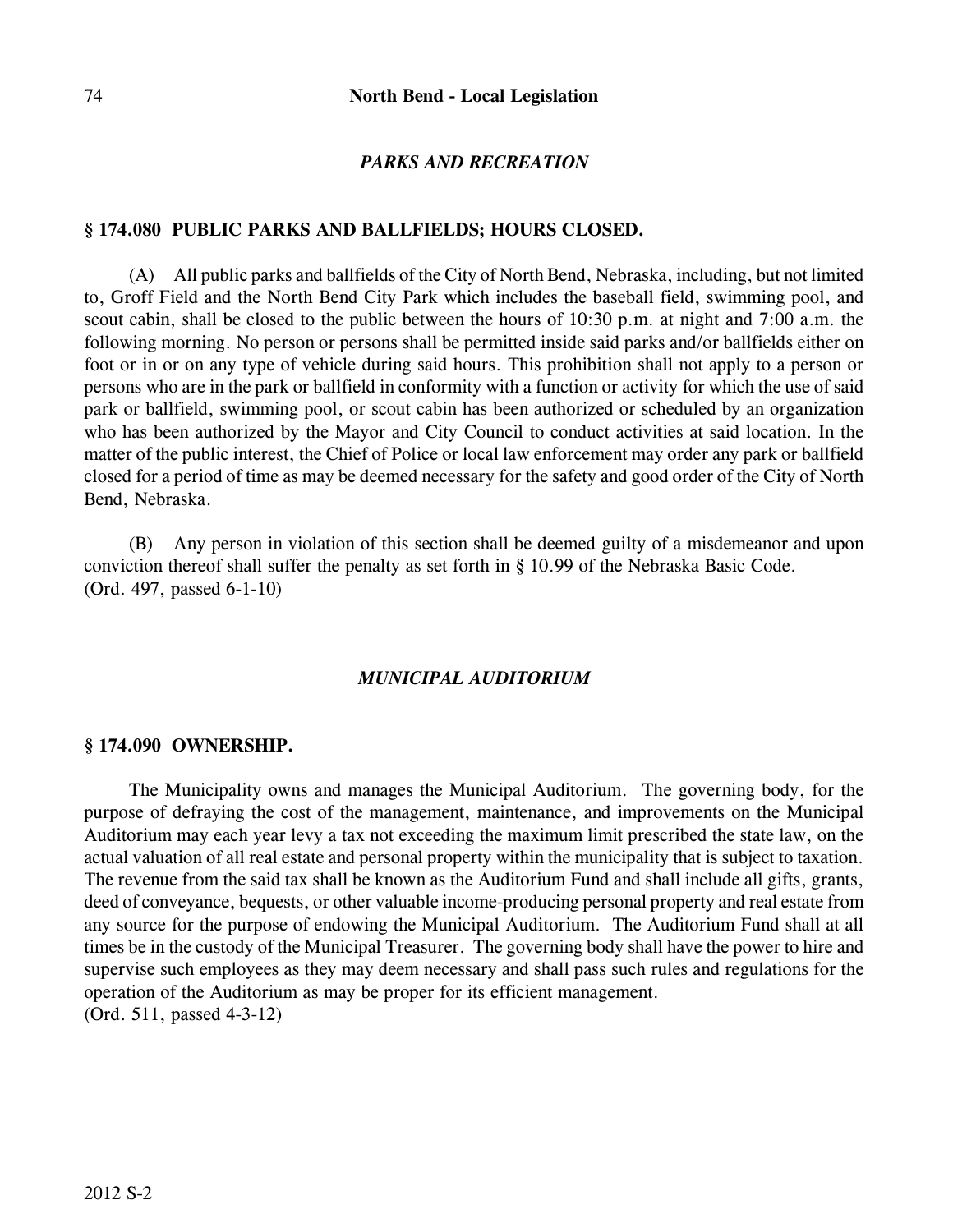## *PARKS AND RECREATION*

### § 174.080 PUBLIC PARKS AND BALLFIELDS; HOURS CLOSED.

(A) All public parks and ballfields of the City of North Bend, Nebraska, including, but not limited to, Groff Field and the North Bend City Park which includes the baseball field, swimming pool, and scout cabin, shall be closed to the public between the hours of 10:30 p.m. at night and 7:00 a.m. the following morning. No person or persons shall be permitted inside said parks and/or ballfields either on foot or in or on any type of vehicle during said hours. This prohibition shall not apply to a person or persons who are in the park or ballfield in conformity with a function or activity for which the use of said park or ballfield, swimming pool, or scout cabin has been authorized or scheduled by an organization who has been authorized by the Mayor and City Council to conduct activities at said location. In the matter of the public interest, the Chief of Police or local law enforcement may order any park or ballfield closed for a period of time as may be deemed necessary for the safety and good order of the City of North Bend, Nebraska.

(B) Any person in violation of this section shall be deemed guilty of a misdemeanor and upon conviction thereof shall suffer the penalty as set forth in § 10.99 of the Nebraska Basic Code.
(Ord. 497, passed 6-1-10)

## *MUNICIPAL AUDITORIUM*

### § 174.090 OWNERSHIP.

The Municipality owns and manages the Municipal Auditorium. The governing body, for the purpose of defraying the cost of the management, maintenance, and improvements on the Municipal Auditorium may each year levy a tax not exceeding the maximum limit prescribed the state law, on the actual valuation of all real estate and personal property within the municipality that is subject to taxation. The revenue from the said tax shall be known as the Auditorium Fund and shall include all gifts, grants, deed of conveyance, bequests, or other valuable income-producing personal property and real estate from any source for the purpose of endowing the Municipal Auditorium. The Auditorium Fund shall at all times be in the custody of the Municipal Treasurer. The governing body shall have the power to hire and supervise such employees as they may deem necessary and shall pass such rules and regulations for the operation of the Auditorium as may be proper for its efficient management.
(Ord. 511, passed 4-3-12)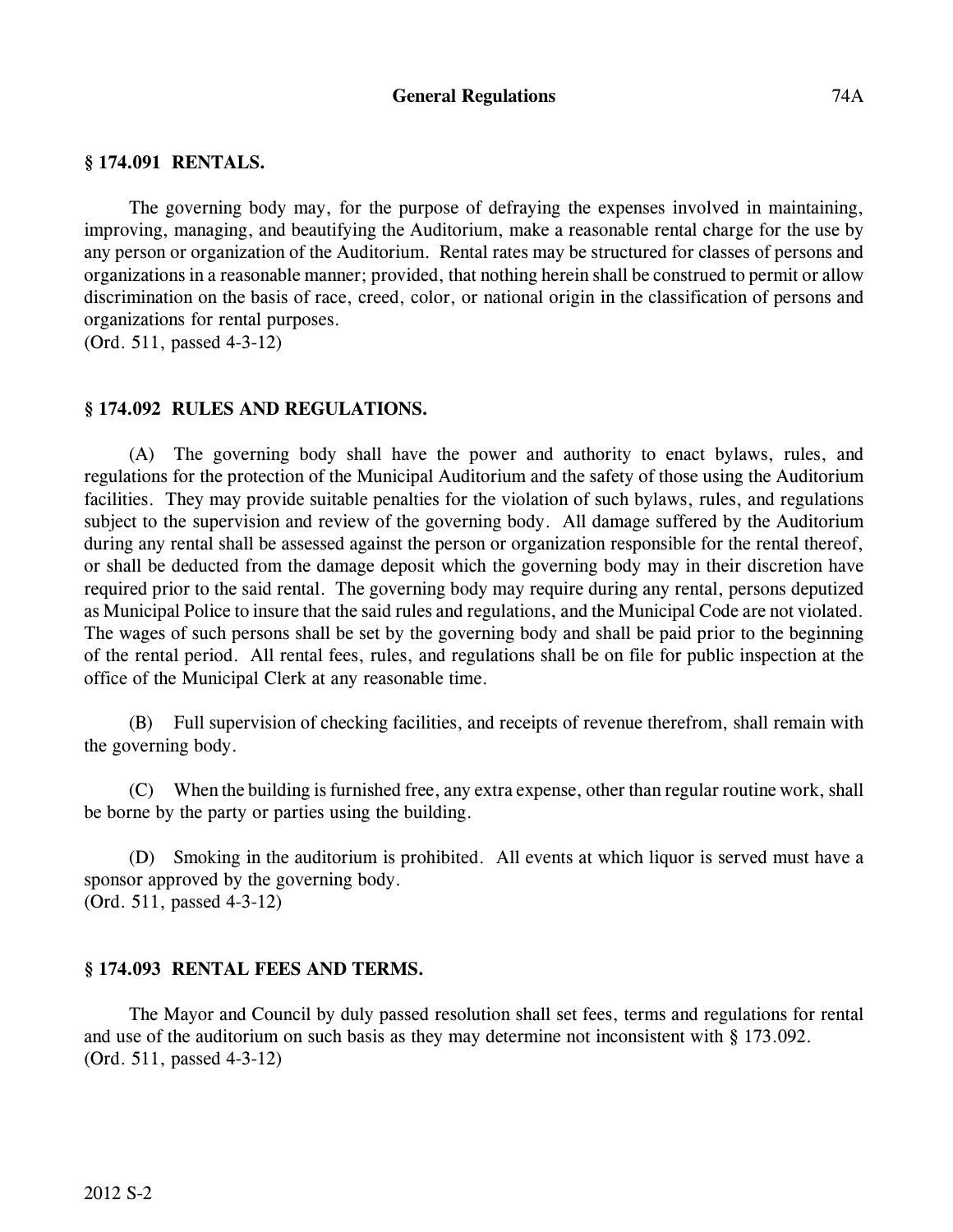### § 174.091 RENTALS.

The governing body may, for the purpose of defraying the expenses involved in maintaining, improving, managing, and beautifying the Auditorium, make a reasonable rental charge for the use by any person or organization of the Auditorium. Rental rates may be structured for classes of persons and organizations in a reasonable manner; provided, that nothing herein shall be construed to permit or allow discrimination on the basis of race, creed, color, or national origin in the classification of persons and organizations for rental purposes.
(Ord. 511, passed 4-3-12)

### § 174.092 RULES AND REGULATIONS.

(A) The governing body shall have the power and authority to enact bylaws, rules, and regulations for the protection of the Municipal Auditorium and the safety of those using the Auditorium facilities. They may provide suitable penalties for the violation of such bylaws, rules, and regulations subject to the supervision and review of the governing body. All damage suffered by the Auditorium during any rental shall be assessed against the person or organization responsible for the rental thereof, or shall be deducted from the damage deposit which the governing body may in their discretion have required prior to the said rental. The governing body may require during any rental, persons deputized as Municipal Police to insure that the said rules and regulations, and the Municipal Code are not violated. The wages of such persons shall be set by the governing body and shall be paid prior to the beginning of the rental period. All rental fees, rules, and regulations shall be on file for public inspection at the office of the Municipal Clerk at any reasonable time.

(B) Full supervision of checking facilities, and receipts of revenue therefrom, shall remain with the governing body.

(C) When the building is furnished free, any extra expense, other than regular routine work, shall be borne by the party or parties using the building.

(D) Smoking in the auditorium is prohibited. All events at which liquor is served must have a sponsor approved by the governing body.
(Ord. 511, passed 4-3-12)

### § 174.093 RENTAL FEES AND TERMS.

The Mayor and Council by duly passed resolution shall set fees, terms and regulations for rental and use of the auditorium on such basis as they may determine not inconsistent with § 173.092.
(Ord. 511, passed 4-3-12)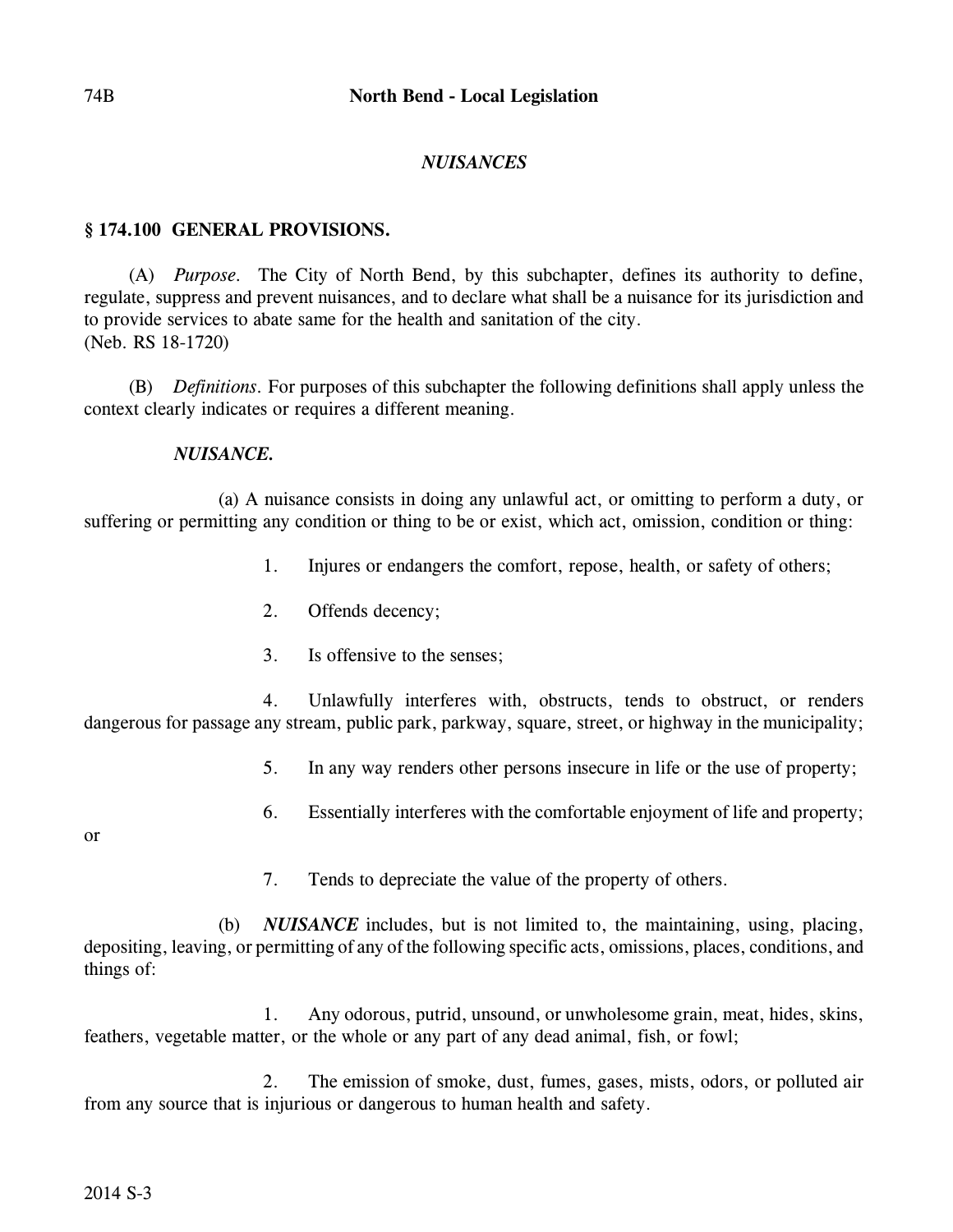## *NUISANCES*

### § 174.100 GENERAL PROVISIONS.

(A) *Purpose.* The City of North Bend, by this subchapter, defines its authority to define, regulate, suppress and prevent nuisances, and to declare what shall be a nuisance for its jurisdiction and to provide services to abate same for the health and sanitation of the city.
(Neb. RS 18-1720)

(B) *Definitions.* For purposes of this subchapter the following definitions shall apply unless the context clearly indicates or requires a different meaning.

***NUISANCE.***

(a) A nuisance consists in doing any unlawful act, or omitting to perform a duty, or suffering or permitting any condition or thing to be or exist, which act, omission, condition or thing:

1. Injures or endangers the comfort, repose, health, or safety of others;

2. Offends decency;

3. Is offensive to the senses;

4. Unlawfully interferes with, obstructs, tends to obstruct, or renders dangerous for passage any stream, public park, parkway, square, street, or highway in the municipality;

5. In any way renders other persons insecure in life or the use of property;

6. Essentially interferes with the comfortable enjoyment of life and property; or

7. Tends to depreciate the value of the property of others.

(b) ***NUISANCE*** includes, but is not limited to, the maintaining, using, placing, depositing, leaving, or permitting of any of the following specific acts, omissions, places, conditions, and things of:

1. Any odorous, putrid, unsound, or unwholesome grain, meat, hides, skins, feathers, vegetable matter, or the whole or any part of any dead animal, fish, or fowl;

2. The emission of smoke, dust, fumes, gases, mists, odors, or polluted air from any source that is injurious or dangerous to human health and safety.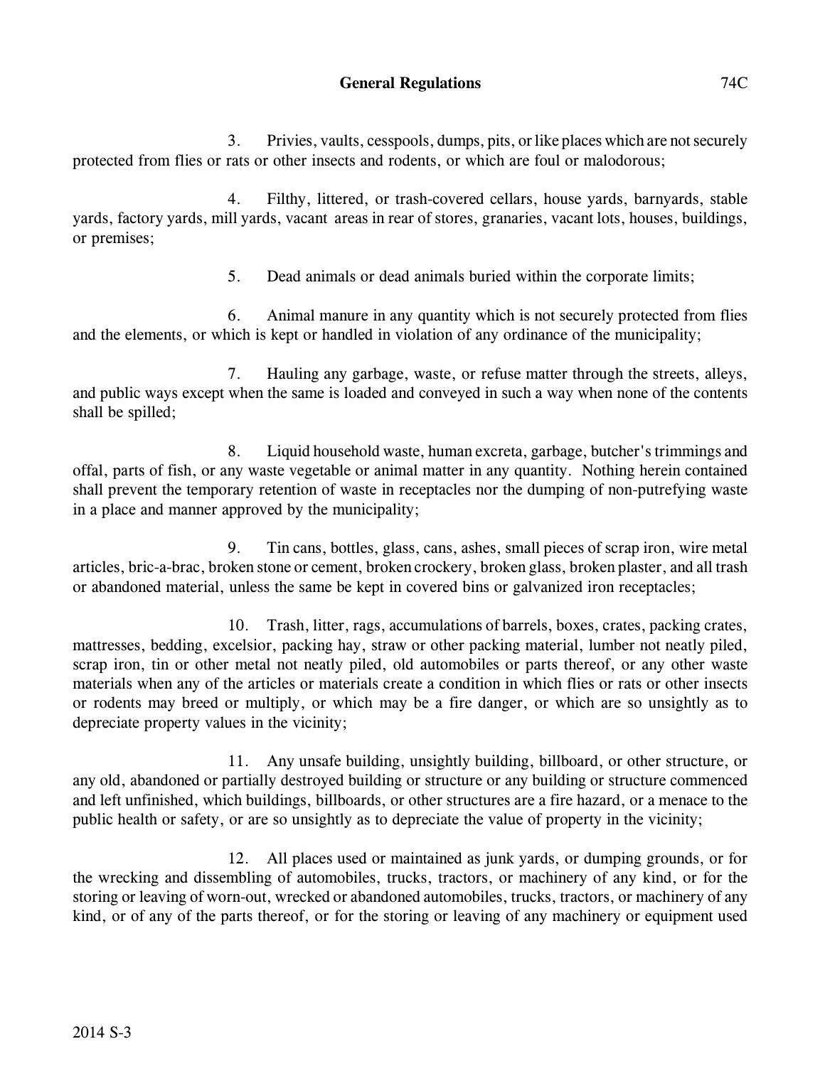3. Privies, vaults, cesspools, dumps, pits, or like places which are not securely protected from flies or rats or other insects and rodents, or which are foul or malodorous;

4. Filthy, littered, or trash-covered cellars, house yards, barnyards, stable yards, factory yards, mill yards, vacant areas in rear of stores, granaries, vacant lots, houses, buildings, or premises;

5. Dead animals or dead animals buried within the corporate limits;

6. Animal manure in any quantity which is not securely protected from flies and the elements, or which is kept or handled in violation of any ordinance of the municipality;

7. Hauling any garbage, waste, or refuse matter through the streets, alleys, and public ways except when the same is loaded and conveyed in such a way when none of the contents shall be spilled;

8. Liquid household waste, human excreta, garbage, butcher's trimmings and offal, parts of fish, or any waste vegetable or animal matter in any quantity. Nothing herein contained shall prevent the temporary retention of waste in receptacles nor the dumping of non-putrefying waste in a place and manner approved by the municipality;

9. Tin cans, bottles, glass, cans, ashes, small pieces of scrap iron, wire metal articles, bric-a-brac, broken stone or cement, broken crockery, broken glass, broken plaster, and all trash or abandoned material, unless the same be kept in covered bins or galvanized iron receptacles;

10. Trash, litter, rags, accumulations of barrels, boxes, crates, packing crates, mattresses, bedding, excelsior, packing hay, straw or other packing material, lumber not neatly piled, scrap iron, tin or other metal not neatly piled, old automobiles or parts thereof, or any other waste materials when any of the articles or materials create a condition in which flies or rats or other insects or rodents may breed or multiply, or which may be a fire danger, or which are so unsightly as to depreciate property values in the vicinity;

11. Any unsafe building, unsightly building, billboard, or other structure, or any old, abandoned or partially destroyed building or structure or any building or structure commenced and left unfinished, which buildings, billboards, or other structures are a fire hazard, or a menace to the public health or safety, or are so unsightly as to depreciate the value of property in the vicinity;

12. All places used or maintained as junk yards, or dumping grounds, or for the wrecking and dissembling of automobiles, trucks, tractors, or machinery of any kind, or for the storing or leaving of worn-out, wrecked or abandoned automobiles, trucks, tractors, or machinery of any kind, or of any of the parts thereof, or for the storing or leaving of any machinery or equipment used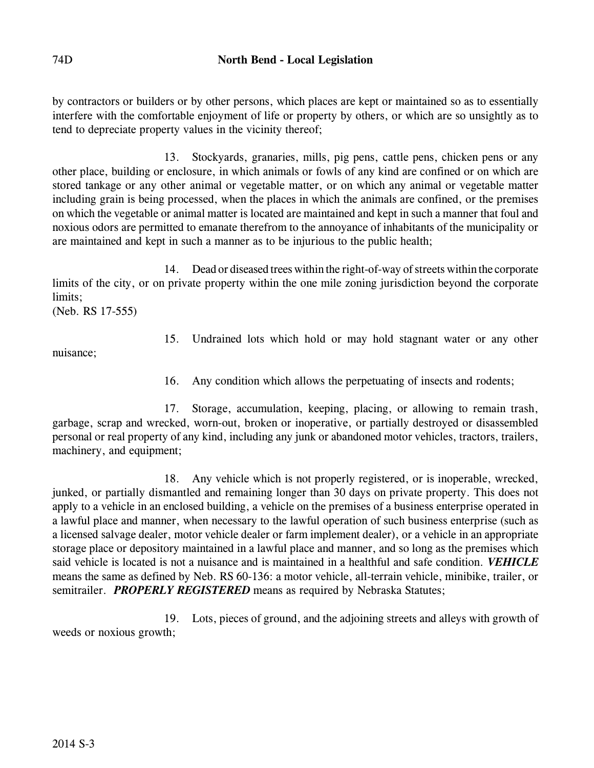by contractors or builders or by other persons, which places are kept or maintained so as to essentially interfere with the comfortable enjoyment of life or property by others, or which are so unsightly as to tend to depreciate property values in the vicinity thereof;

13. Stockyards, granaries, mills, pig pens, cattle pens, chicken pens or any other place, building or enclosure, in which animals or fowls of any kind are confined or on which are stored tankage or any other animal or vegetable matter, or on which any animal or vegetable matter including grain is being processed, when the places in which the animals are confined, or the premises on which the vegetable or animal matter is located are maintained and kept in such a manner that foul and noxious odors are permitted to emanate therefrom to the annoyance of inhabitants of the municipality or are maintained and kept in such a manner as to be injurious to the public health;

14. Dead or diseased trees within the right-of-way of streets within the corporate limits of the city, or on private property within the one mile zoning jurisdiction beyond the corporate limits;
(Neb. RS 17-555)

15. Undrained lots which hold or may hold stagnant water or any other nuisance;

16. Any condition which allows the perpetuating of insects and rodents;

17. Storage, accumulation, keeping, placing, or allowing to remain trash, garbage, scrap and wrecked, worn-out, broken or inoperative, or partially destroyed or disassembled personal or real property of any kind, including any junk or abandoned motor vehicles, tractors, trailers, machinery, and equipment;

18. Any vehicle which is not properly registered, or is inoperable, wrecked, junked, or partially dismantled and remaining longer than 30 days on private property. This does not apply to a vehicle in an enclosed building, a vehicle on the premises of a business enterprise operated in a lawful place and manner, when necessary to the lawful operation of such business enterprise (such as a licensed salvage dealer, motor vehicle dealer or farm implement dealer), or a vehicle in an appropriate storage place or depository maintained in a lawful place and manner, and so long as the premises which said vehicle is located is not a nuisance and is maintained in a healthful and safe condition. ***VEHICLE*** means the same as defined by Neb. RS 60-136: a motor vehicle, all-terrain vehicle, minibike, trailer, or semitrailer. ***PROPERLY REGISTERED*** means as required by Nebraska Statutes;

19. Lots, pieces of ground, and the adjoining streets and alleys with growth of weeds or noxious growth;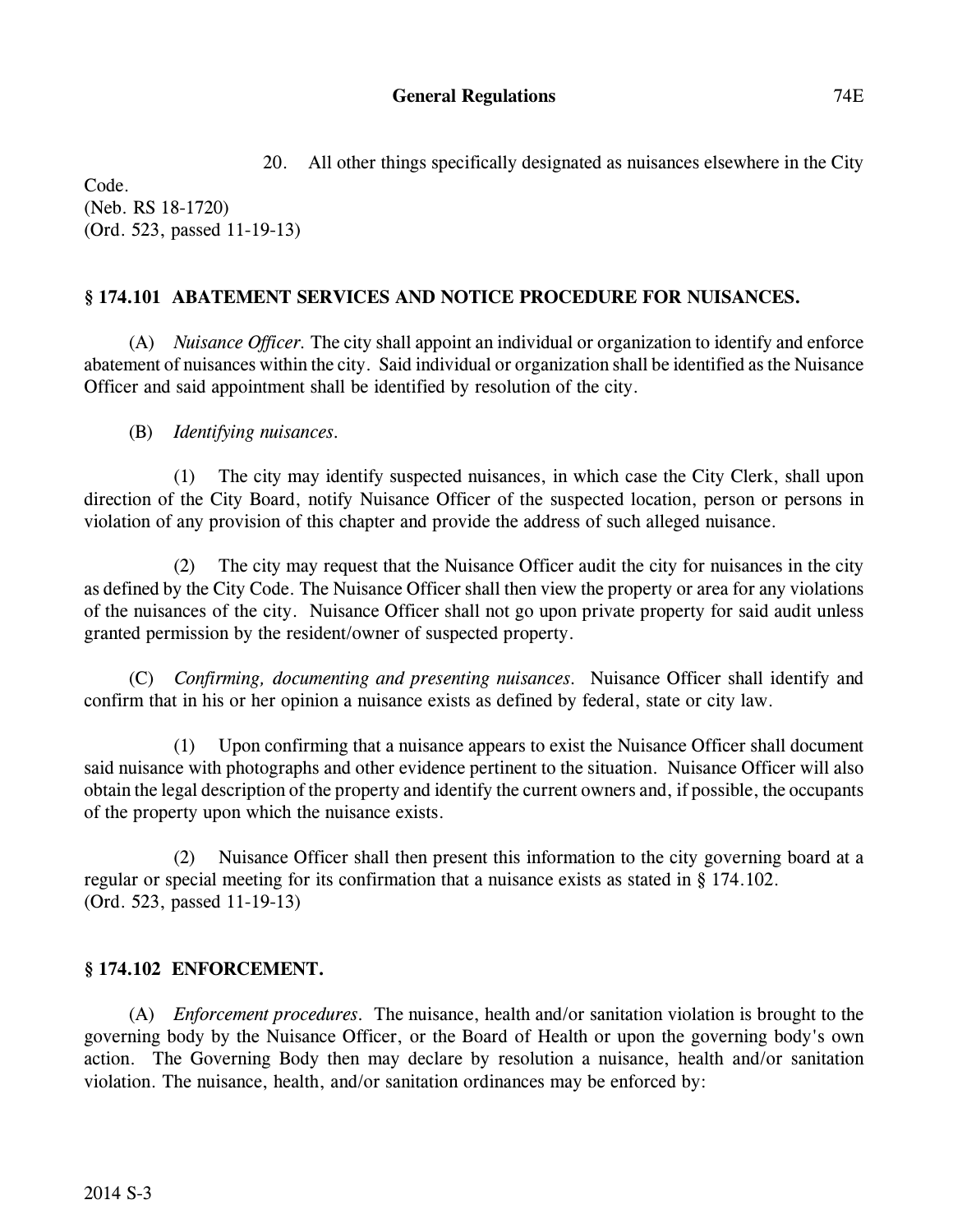20. All other things specifically designated as nuisances elsewhere in the City Code.
(Neb. RS 18-1720)
(Ord. 523, passed 11-19-13)

## § 174.101 ABATEMENT SERVICES AND NOTICE PROCEDURE FOR NUISANCES.

(A) *Nuisance Officer.* The city shall appoint an individual or organization to identify and enforce abatement of nuisances within the city. Said individual or organization shall be identified as the Nuisance Officer and said appointment shall be identified by resolution of the city.

(B) *Identifying nuisances.*

(1) The city may identify suspected nuisances, in which case the City Clerk, shall upon direction of the City Board, notify Nuisance Officer of the suspected location, person or persons in violation of any provision of this chapter and provide the address of such alleged nuisance.

(2) The city may request that the Nuisance Officer audit the city for nuisances in the city as defined by the City Code. The Nuisance Officer shall then view the property or area for any violations of the nuisances of the city. Nuisance Officer shall not go upon private property for said audit unless granted permission by the resident/owner of suspected property.

(C) *Confirming, documenting and presenting nuisances.* Nuisance Officer shall identify and confirm that in his or her opinion a nuisance exists as defined by federal, state or city law.

(1) Upon confirming that a nuisance appears to exist the Nuisance Officer shall document said nuisance with photographs and other evidence pertinent to the situation. Nuisance Officer will also obtain the legal description of the property and identify the current owners and, if possible, the occupants of the property upon which the nuisance exists.

(2) Nuisance Officer shall then present this information to the city governing board at a regular or special meeting for its confirmation that a nuisance exists as stated in § 174.102.
(Ord. 523, passed 11-19-13)

## § 174.102 ENFORCEMENT.

(A) *Enforcement procedures.* The nuisance, health and/or sanitation violation is brought to the governing body by the Nuisance Officer, or the Board of Health or upon the governing body's own action. The Governing Body then may declare by resolution a nuisance, health and/or sanitation violation. The nuisance, health, and/or sanitation ordinances may be enforced by: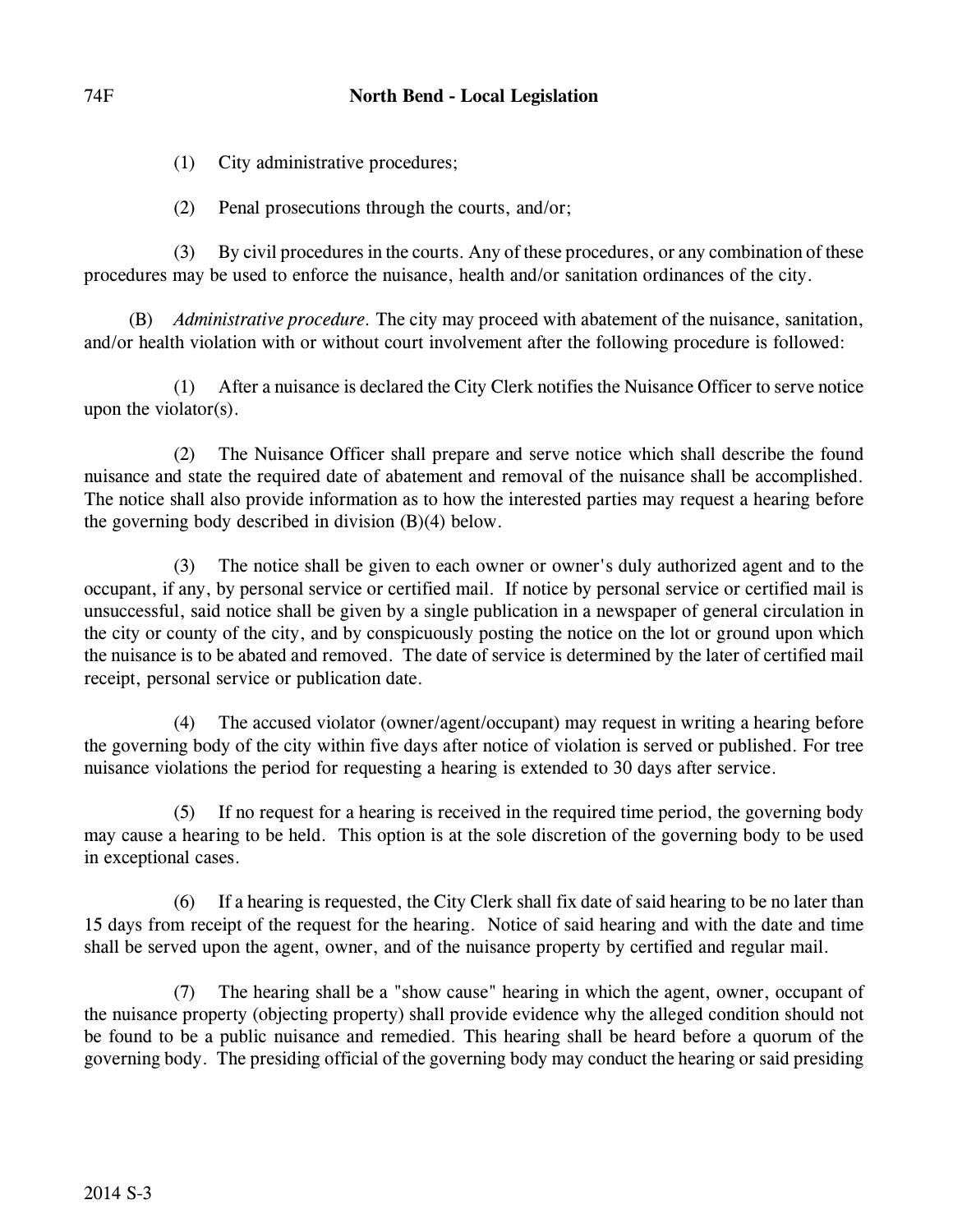(1) City administrative procedures;

(2) Penal prosecutions through the courts, and/or;

(3) By civil procedures in the courts. Any of these procedures, or any combination of these procedures may be used to enforce the nuisance, health and/or sanitation ordinances of the city.

(B) *Administrative procedure.* The city may proceed with abatement of the nuisance, sanitation, and/or health violation with or without court involvement after the following procedure is followed:

(1) After a nuisance is declared the City Clerk notifies the Nuisance Officer to serve notice upon the violator(s).

(2) The Nuisance Officer shall prepare and serve notice which shall describe the found nuisance and state the required date of abatement and removal of the nuisance shall be accomplished. The notice shall also provide information as to how the interested parties may request a hearing before the governing body described in division (B)(4) below.

(3) The notice shall be given to each owner or owner's duly authorized agent and to the occupant, if any, by personal service or certified mail. If notice by personal service or certified mail is unsuccessful, said notice shall be given by a single publication in a newspaper of general circulation in the city or county of the city, and by conspicuously posting the notice on the lot or ground upon which the nuisance is to be abated and removed. The date of service is determined by the later of certified mail receipt, personal service or publication date.

(4) The accused violator (owner/agent/occupant) may request in writing a hearing before the governing body of the city within five days after notice of violation is served or published. For tree nuisance violations the period for requesting a hearing is extended to 30 days after service.

(5) If no request for a hearing is received in the required time period, the governing body may cause a hearing to be held. This option is at the sole discretion of the governing body to be used in exceptional cases.

(6) If a hearing is requested, the City Clerk shall fix date of said hearing to be no later than 15 days from receipt of the request for the hearing. Notice of said hearing and with the date and time shall be served upon the agent, owner, and of the nuisance property by certified and regular mail.

(7) The hearing shall be a "show cause" hearing in which the agent, owner, occupant of the nuisance property (objecting property) shall provide evidence why the alleged condition should not be found to be a public nuisance and remedied. This hearing shall be heard before a quorum of the governing body. The presiding official of the governing body may conduct the hearing or said presiding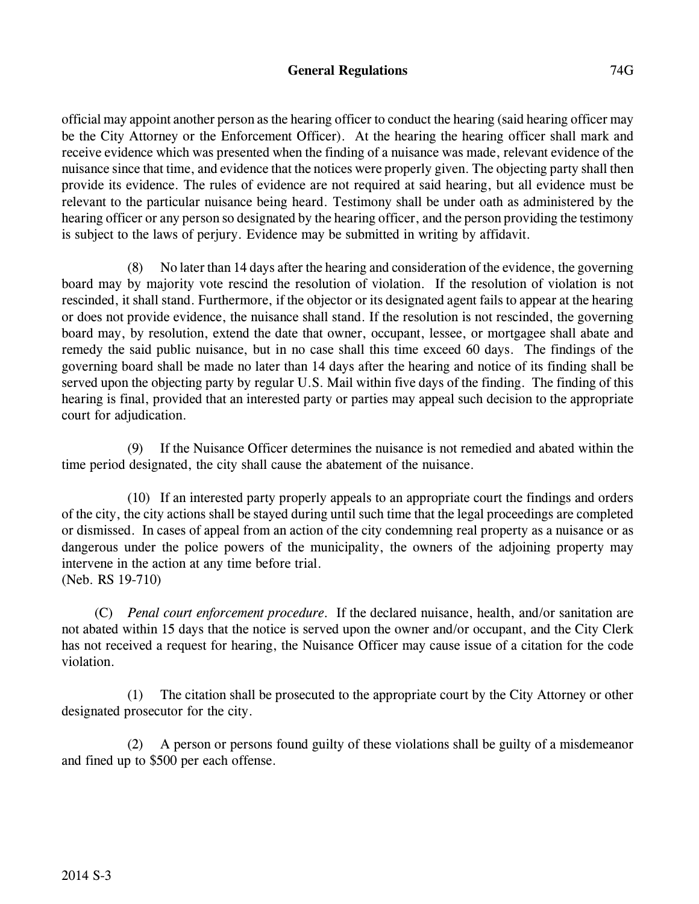official may appoint another person as the hearing officer to conduct the hearing (said hearing officer may be the City Attorney or the Enforcement Officer). At the hearing the hearing officer shall mark and receive evidence which was presented when the finding of a nuisance was made, relevant evidence of the nuisance since that time, and evidence that the notices were properly given. The objecting party shall then provide its evidence. The rules of evidence are not required at said hearing, but all evidence must be relevant to the particular nuisance being heard. Testimony shall be under oath as administered by the hearing officer or any person so designated by the hearing officer, and the person providing the testimony is subject to the laws of perjury. Evidence may be submitted in writing by affidavit.

(8) No later than 14 days after the hearing and consideration of the evidence, the governing board may by majority vote rescind the resolution of violation. If the resolution of violation is not rescinded, it shall stand. Furthermore, if the objector or its designated agent fails to appear at the hearing or does not provide evidence, the nuisance shall stand. If the resolution is not rescinded, the governing board may, by resolution, extend the date that owner, occupant, lessee, or mortgagee shall abate and remedy the said public nuisance, but in no case shall this time exceed 60 days. The findings of the governing board shall be made no later than 14 days after the hearing and notice of its finding shall be served upon the objecting party by regular U.S. Mail within five days of the finding. The finding of this hearing is final, provided that an interested party or parties may appeal such decision to the appropriate court for adjudication.

(9) If the Nuisance Officer determines the nuisance is not remedied and abated within the time period designated, the city shall cause the abatement of the nuisance.

(10) If an interested party properly appeals to an appropriate court the findings and orders of the city, the city actions shall be stayed during until such time that the legal proceedings are completed or dismissed. In cases of appeal from an action of the city condemning real property as a nuisance or as dangerous under the police powers of the municipality, the owners of the adjoining property may intervene in the action at any time before trial.
(Neb. RS 19-710)

(C) *Penal court enforcement procedure*. If the declared nuisance, health, and/or sanitation are not abated within 15 days that the notice is served upon the owner and/or occupant, and the City Clerk has not received a request for hearing, the Nuisance Officer may cause issue of a citation for the code violation.

(1) The citation shall be prosecuted to the appropriate court by the City Attorney or other designated prosecutor for the city.

(2) A person or persons found guilty of these violations shall be guilty of a misdemeanor and fined up to $500 per each offense.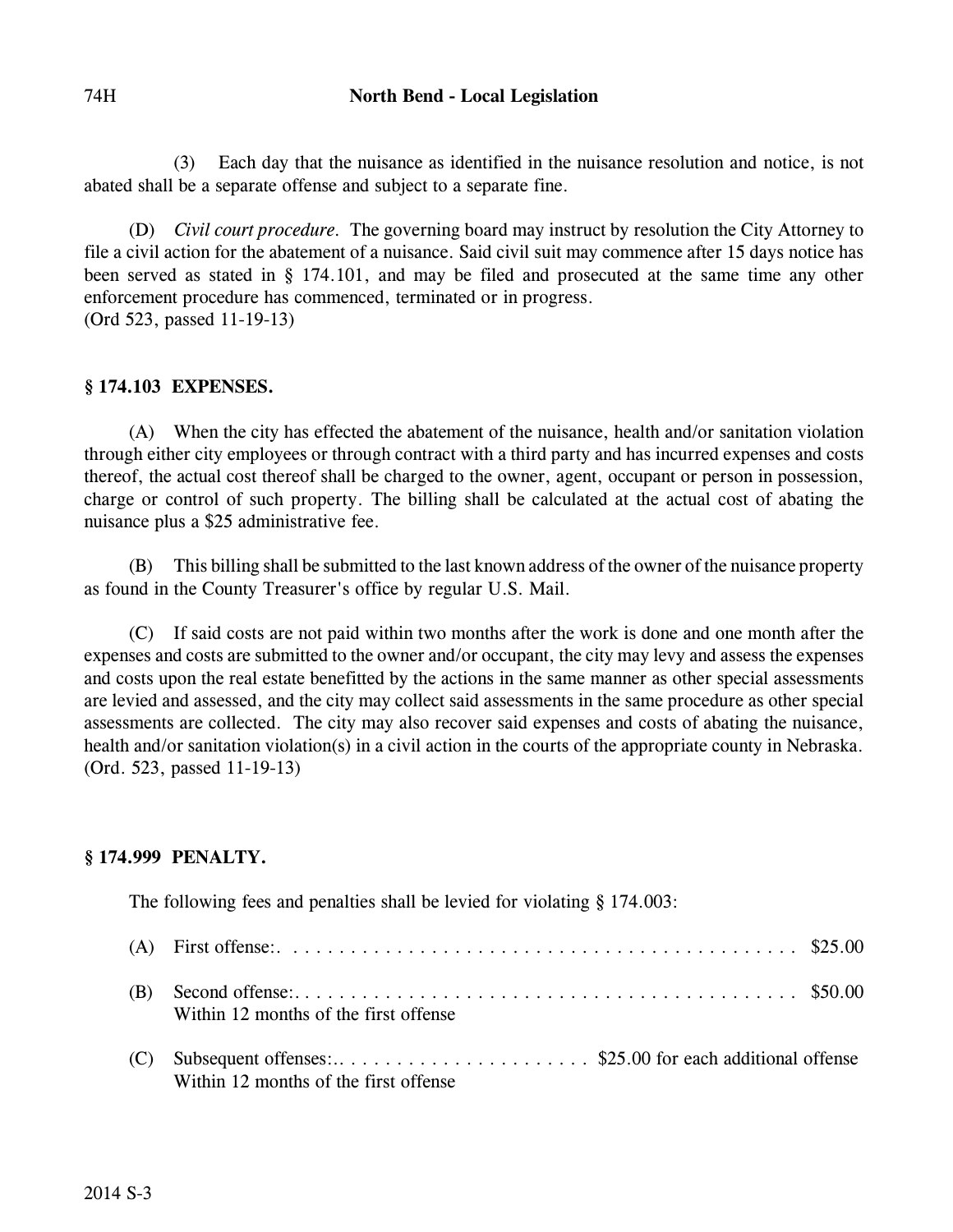(3) Each day that the nuisance as identified in the nuisance resolution and notice, is not abated shall be a separate offense and subject to a separate fine.

(D) *Civil court procedure.* The governing board may instruct by resolution the City Attorney to file a civil action for the abatement of a nuisance. Said civil suit may commence after 15 days notice has been served as stated in § 174.101, and may be filed and prosecuted at the same time any other enforcement procedure has commenced, terminated or in progress.
(Ord 523, passed 11-19-13)

### § 174.103 EXPENSES.

(A) When the city has effected the abatement of the nuisance, health and/or sanitation violation through either city employees or through contract with a third party and has incurred expenses and costs thereof, the actual cost thereof shall be charged to the owner, agent, occupant or person in possession, charge or control of such property. The billing shall be calculated at the actual cost of abating the nuisance plus a $25 administrative fee.

(B) This billing shall be submitted to the last known address of the owner of the nuisance property as found in the County Treasurer's office by regular U.S. Mail.

(C) If said costs are not paid within two months after the work is done and one month after the expenses and costs are submitted to the owner and/or occupant, the city may levy and assess the expenses and costs upon the real estate benefitted by the actions in the same manner as other special assessments are levied and assessed, and the city may collect said assessments in the same procedure as other special assessments are collected. The city may also recover said expenses and costs of abating the nuisance, health and/or sanitation violation(s) in a civil action in the courts of the appropriate county in Nebraska.
(Ord. 523, passed 11-19-13)

### § 174.999 PENALTY.

The following fees and penalties shall be levied for violating § 174.003:

(A) First offense:. . . . . . . . . . . . . . . . . . . . . . . . . . . . . . . . . . . . . . . . . . . . . $25.00

(B) Second offense:. . . . . . . . . . . . . . . . . . . . . . . . . . . . . . . . . . . . . . . . . . . . $50.00
Within 12 months of the first offense

(C) Subsequent offenses:. . . . . . . . . . . . . . . . . . . . . . . $25.00 for each additional offense
Within 12 months of the first offense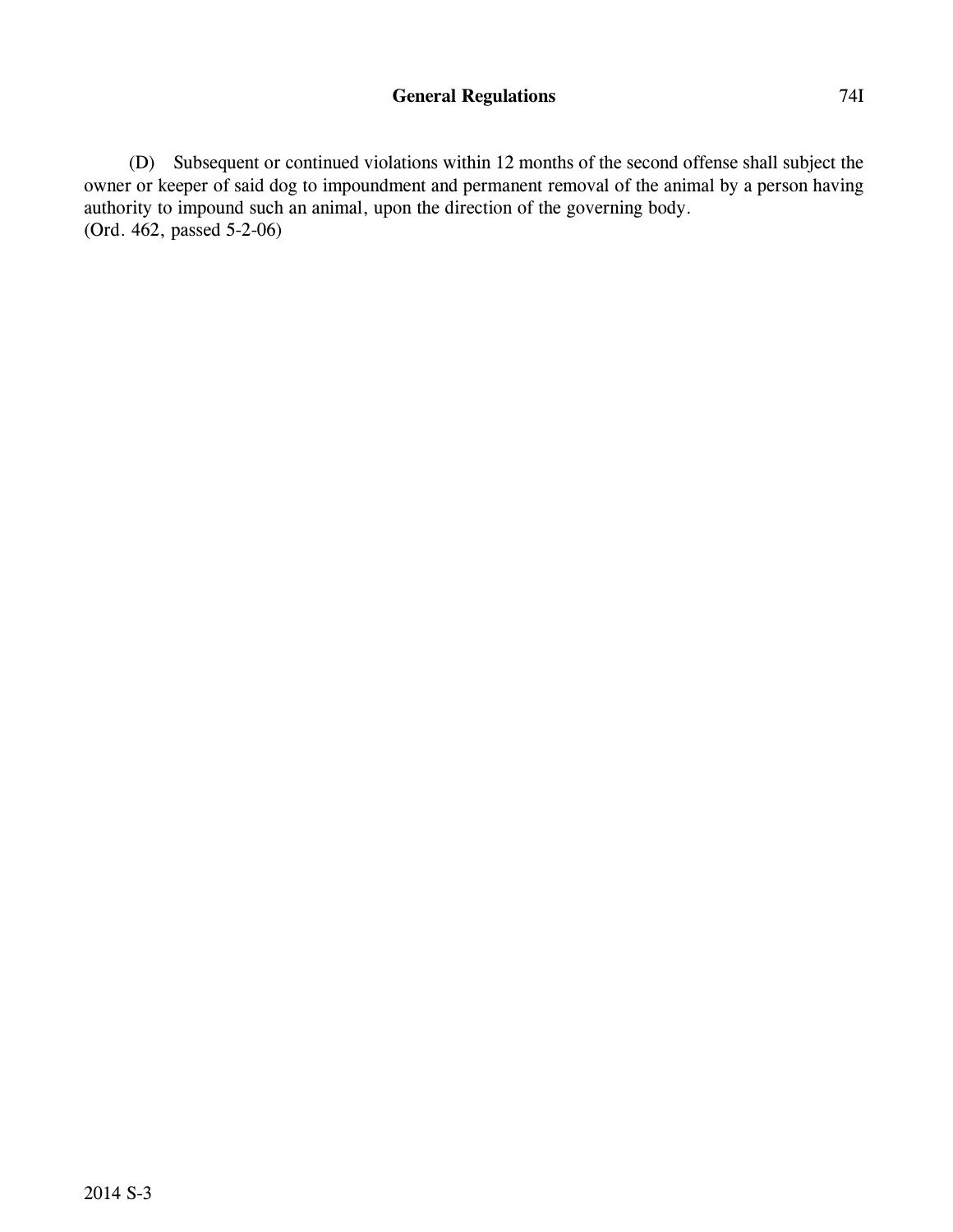(D) Subsequent or continued violations within 12 months of the second offense shall subject the owner or keeper of said dog to impoundment and permanent removal of the animal by a person having authority to impound such an animal, upon the direction of the governing body.
(Ord. 462, passed 5-2-06)